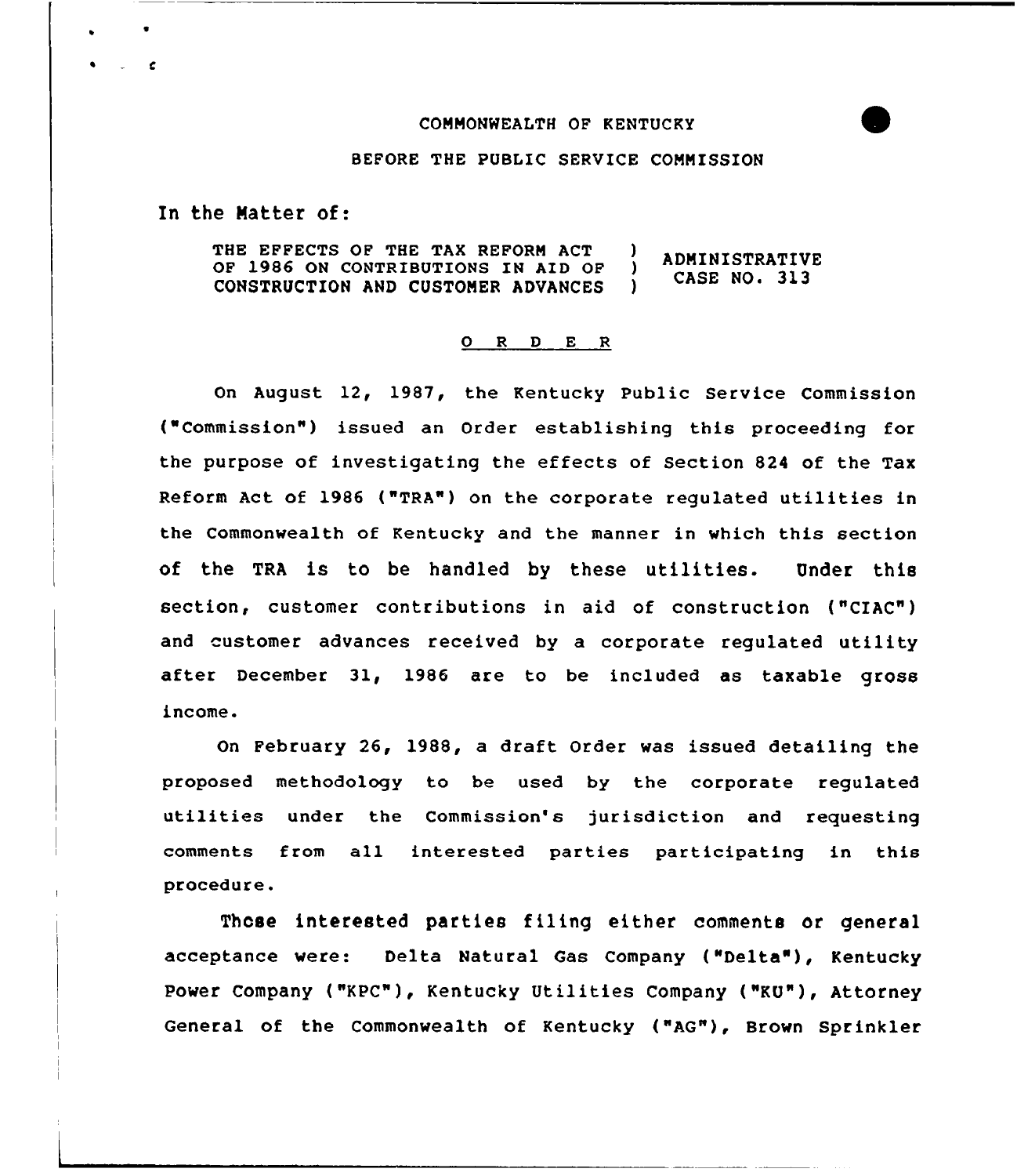COMMONWEALTH OF KENTUCKY

BEFORE THE PUBLIC SERVICE COMMISSION

In the Matter of:

| | | |
|---|---|---|
| THE EFFECTS OF THE TAX REFORM ACT OF 1986 ON CONTRIBUTIONS IN AID OF CONSTRUCTION AND CUSTOMER ADVANCES | ) ) ) | ADMINISTRATIVE CASE NO. 313 |

O R D E R

On August 12, 1987, the Kentucky Public Service Commission ("Commission") issued an Order establishing this proceeding for the purpose of investigating the effects of Section 824 of the Tax Reform Act of 1986 ("TRA") on the corporate regulated utilities in the Commonwealth of Kentucky and the manner in which this section of the TRA is to be handled by these utilities. Under this section, customer contributions in aid of construction ("CIAC") and customer advances received by a corporate regulated utility after December 31, 1986 are to be included as taxable gross income.

On February 26, 1988, a draft Order was issued detailing the proposed methodology to be used by the corporate regulated utilities under the Commission's jurisdiction and requesting comments from all interested parties participating in this procedure.

Those interested parties filing either comments or general acceptance were: Delta Natural Gas Company ("Delta"), Kentucky Power Company ("KPC"), Kentucky Utilities Company ("KU"), Attorney General of the Commonwealth of Kentucky ("AG"), Brown Sprinkler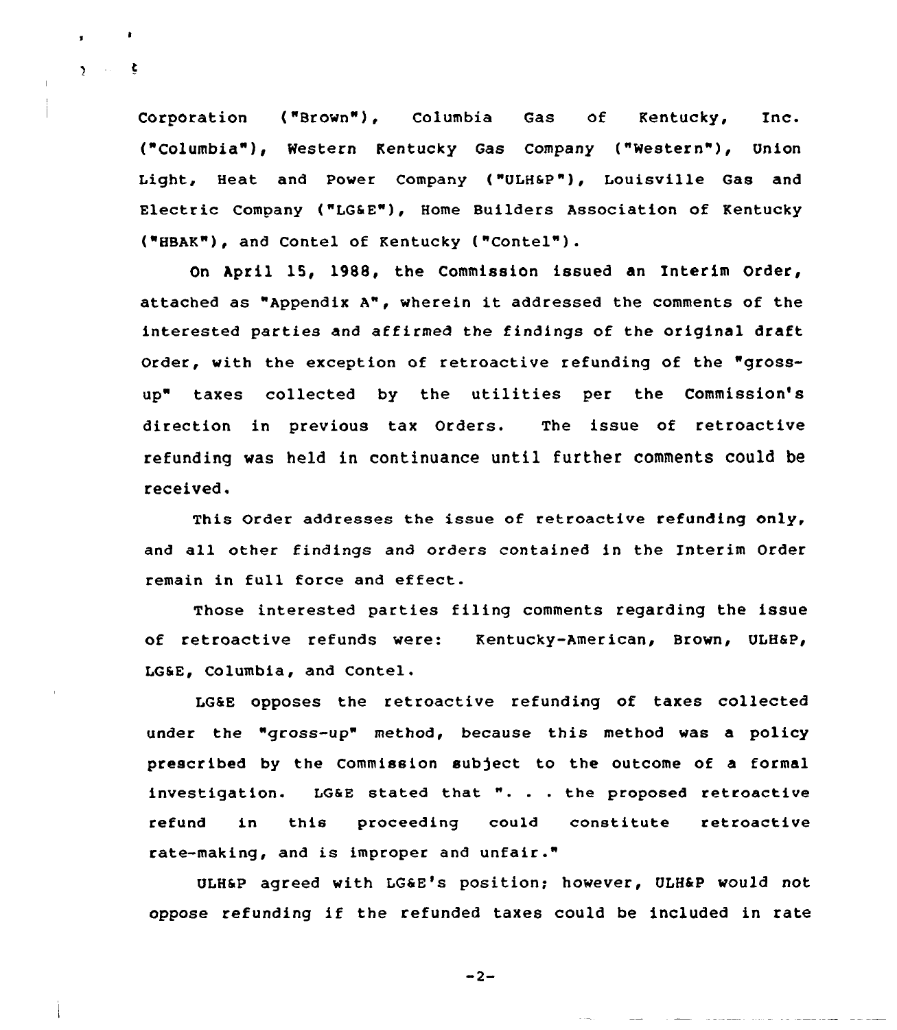Corporation ("Brown"), Columbia Gas of Kentucky, Inc. ("Columbia"), Western Kentucky Gas Company ("Western"), Union Light, Heat and Power Company ("ULH&P"), Louisville Gas and Electric Company ("LG&E"), Home Builders Association of Kentucky ("HBAK"), and Contel of Kentucky ("Contel").

On April 15, 1988, the Commission issued an Interim Order, attached as "Appendix A", wherein it addressed the comments of the interested parties and affirmed the findings of the original draft Order, with the exception of retroactive refunding of the "gross-up" taxes collected by the utilities per the Commission's direction in previous tax Orders. The issue of retroactive refunding was held in continuance until further comments could be received.

This Order addresses the issue of retroactive refunding only, and all other findings and orders contained in the Interim Order remain in full force and effect.

Those interested parties filing comments regarding the issue of retroactive refunds were: Kentucky-American, Brown, ULH&P, LG&E, Columbia, and Contel.

LG&E opposes the retroactive refunding of taxes collected under the "gross-up" method, because this method was a policy prescribed by the Commission subject to the outcome of a formal investigation. LG&E stated that ". . . the proposed retroactive refund in this proceeding could constitute retroactive rate-making, and is improper and unfair."

ULH&P agreed with LG&E's position; however, ULH&P would not oppose refunding if the refunded taxes could be included in rate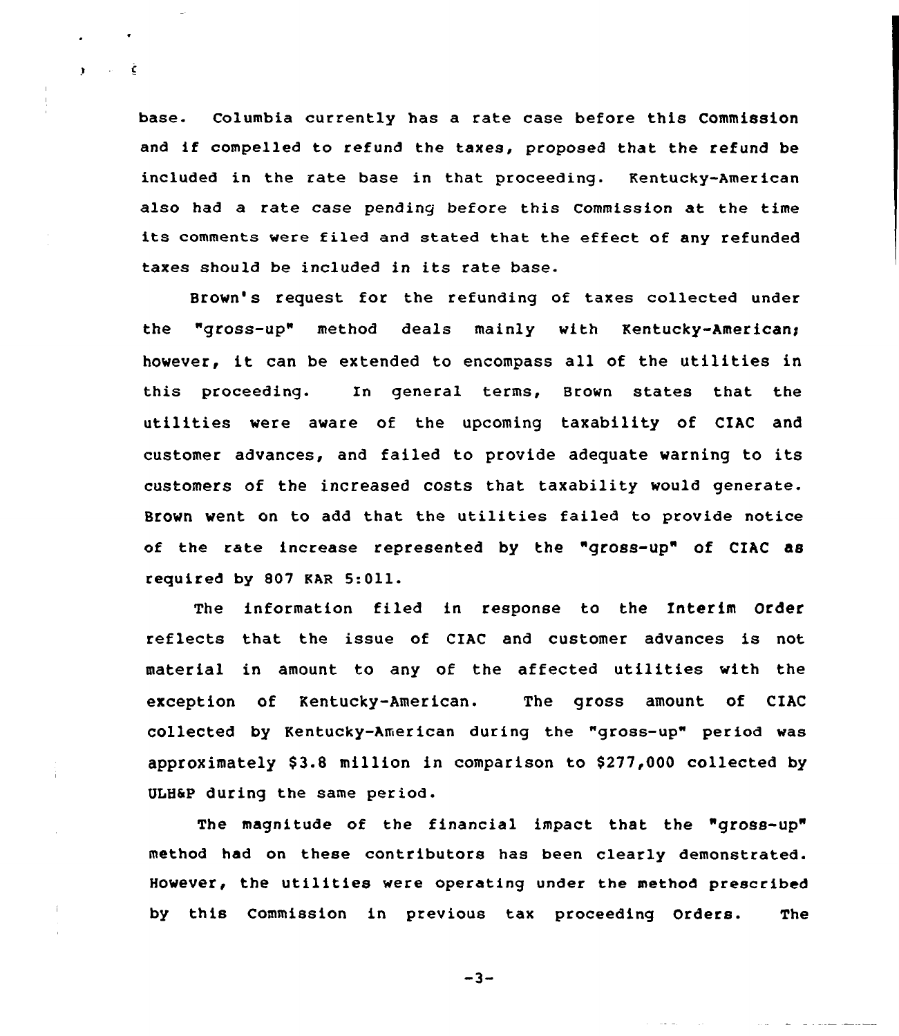base. Columbia currently has a rate case before this Commission and if compelled to refund the taxes, proposed that the refund be included in the rate base in that proceeding. Kentucky-American also had a rate case pending before this Commission at the time its comments were filed and stated that the effect of any refunded taxes should be included in its rate base.

Brown's request for the refunding of taxes collected under the "gross-up" method deals mainly with Kentucky-American; however, it can be extended to encompass all of the utilities in this proceeding. In general terms, Brown states that the utilities were aware of the upcoming taxability of CIAC and customer advances, and failed to provide adequate warning to its customers of the increased costs that taxability would generate. Brown went on to add that the utilities failed to provide notice of the rate increase represented by the "gross-up" of CIAC as required by 807 KAR 5:011.

The information filed in response to the Interim Order reflects that the issue of CIAC and customer advances is not material in amount to any of the affected utilities with the exception of Kentucky-American. The gross amount of CIAC collected by Kentucky-American during the "gross-up" period was approximately $3.8 million in comparison to $277,000 collected by ULH&P during the same period.

The magnitude of the financial impact that the "gross-up" method had on these contributors has been clearly demonstrated. However, the utilities were operating under the method prescribed by this Commission in previous tax proceeding Orders. The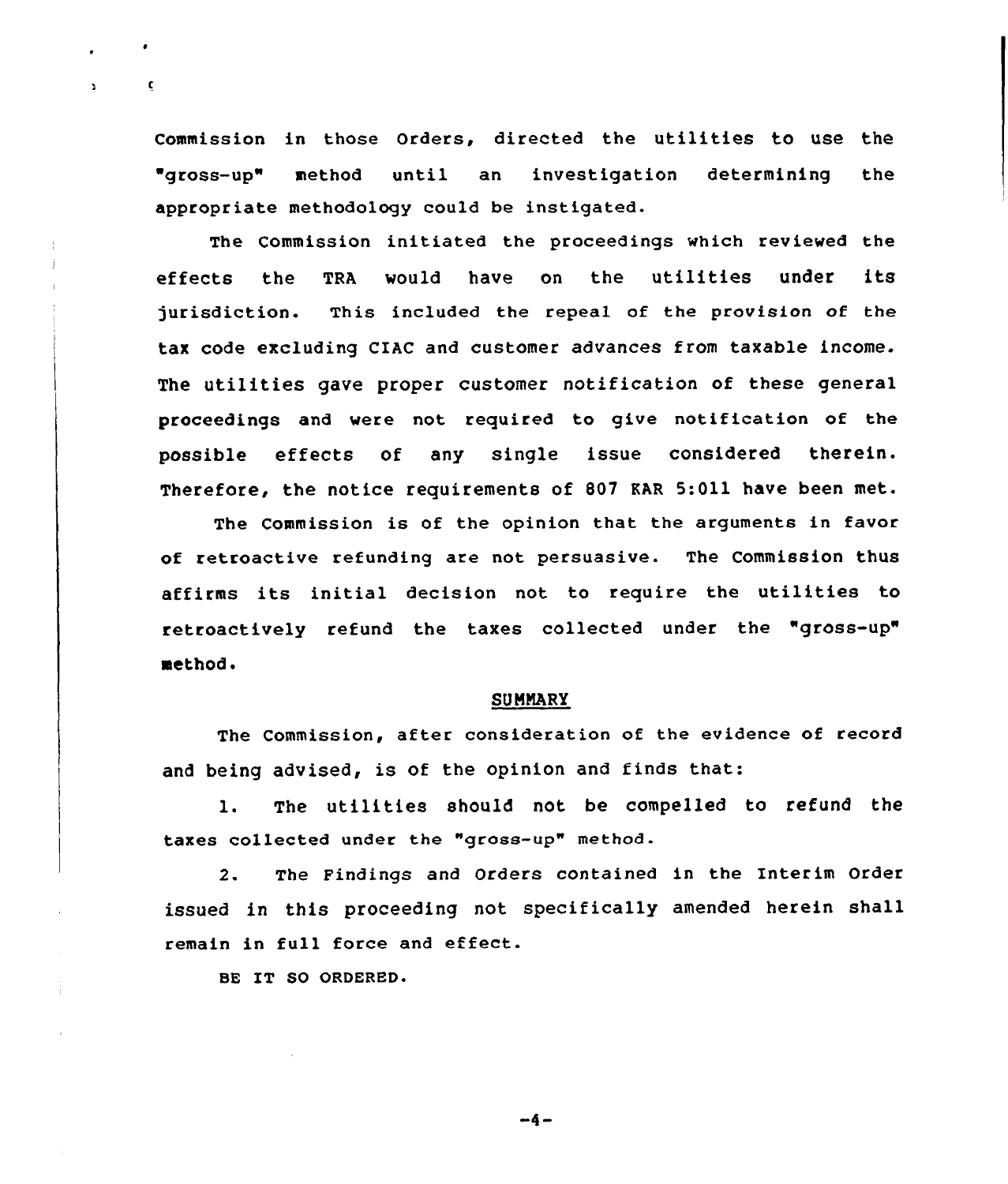Commission in those Orders, directed the utilities to use the "gross-up" method until an investigation determining the appropriate methodology could be instigated.

The Commission initiated the proceedings which reviewed the effects the TRA would have on the utilities under its jurisdiction. This included the repeal of the provision of the tax code excluding CIAC and customer advances from taxable income. The utilities gave proper customer notification of these general proceedings and were not required to give notification of the possible effects of any single issue considered therein. Therefore, the notice requirements of 807 KAR 5:011 have been met.

The Commission is of the opinion that the arguments in favor of retroactive refunding are not persuasive. The Commission thus affirms its initial decision not to require the utilities to retroactively refund the taxes collected under the "gross-up" method.

## SUMMARY

The Commission, after consideration of the evidence of record and being advised, is of the opinion and finds that:

1. The utilities should not be compelled to refund the taxes collected under the "gross-up" method.

2. The Findings and Orders contained in the Interim Order issued in this proceeding not specifically amended herein shall remain in full force and effect.

BE IT SO ORDERED.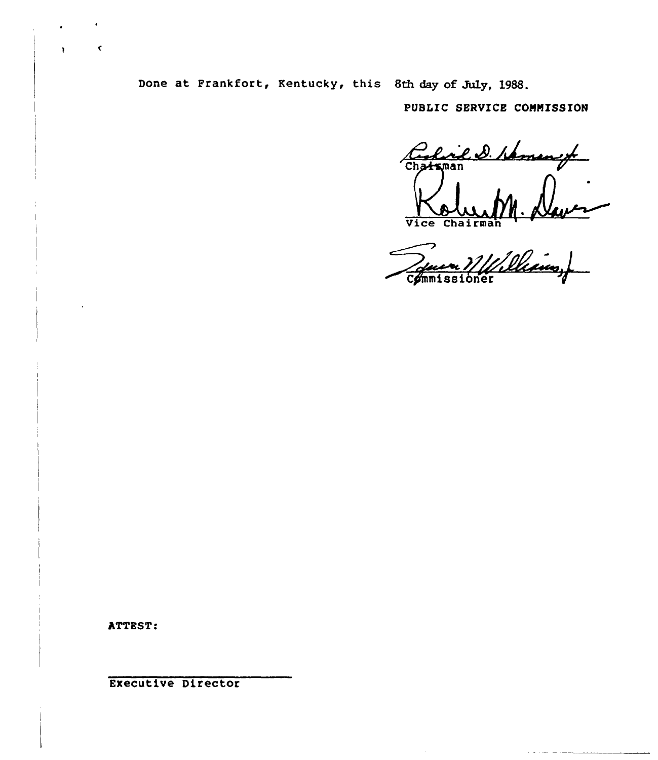Done at Frankfort, Kentucky, this 8th day of July, 1988.

PUBLIC SERVICE COMMISSION

Chairman

Vice Chairman

Commissioner

ATTEST:

Executive Director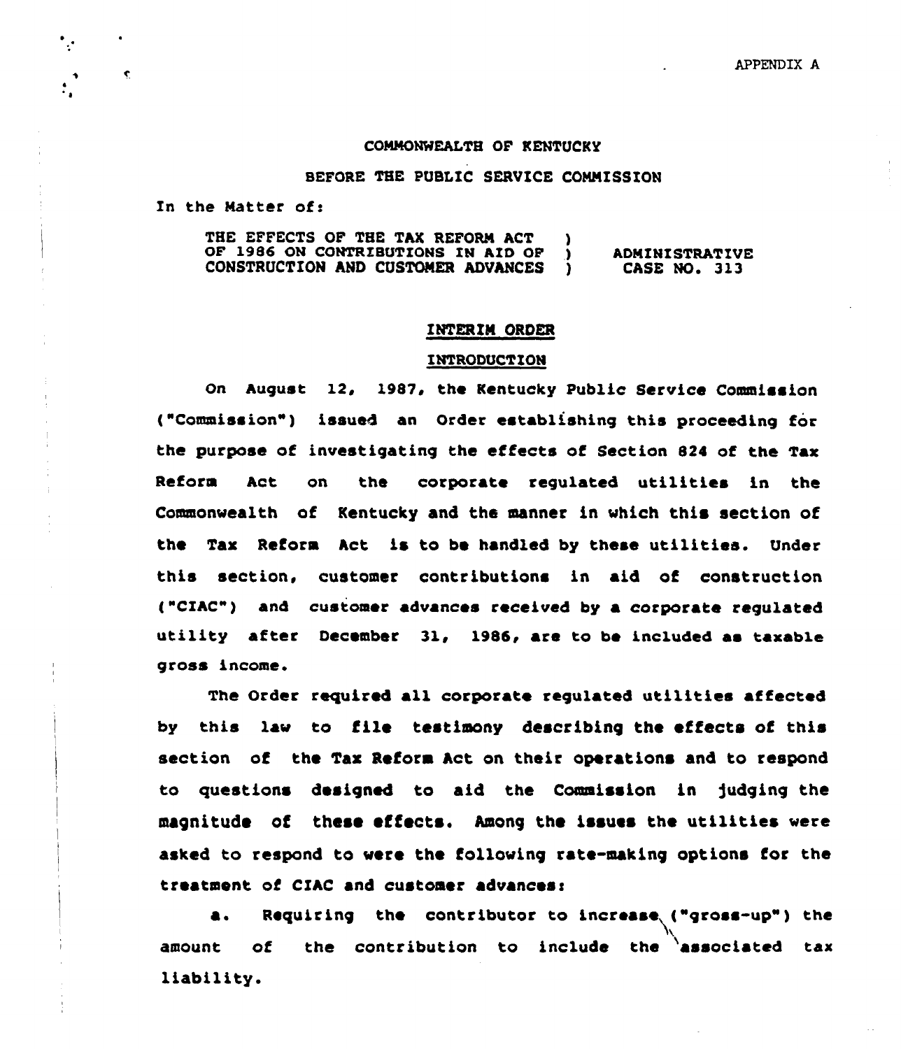APPENDIX A

COMMONWEALTH OF KENTUCKY

BEFORE THE PUBLIC SERVICE COMMISSION

In the Matter of:

| | | |
|---|---|---|
| THE EFFECTS OF THE TAX REFORM ACT OF 1986 ON CONTRIBUTIONS IN AID OF CONSTRUCTION AND CUSTOMER ADVANCES | ) ) ) | ADMINISTRATIVE CASE NO. 313 |

## INTERIM ORDER

### INTRODUCTION

On August 12, 1987, the Kentucky Public Service Commission ("Commission") issued an Order establishing this proceeding for the purpose of investigating the effects of Section 824 of the Tax Reform Act on the corporate regulated utilities in the Commonwealth of Kentucky and the manner in which this section of the Tax Reform Act is to be handled by these utilities. Under this section, customer contributions in aid of construction ("CIAC") and customer advances received by a corporate regulated utility after December 31, 1986, are to be included as taxable gross income.

The Order required all corporate regulated utilities affected by this law to file testimony describing the effects of this section of the Tax Reform Act on their operations and to respond to questions designed to aid the Commission in judging the magnitude of these effects. Among the issues the utilities were asked to respond to were the following rate-making options for the treatment of CIAC and customer advances:

a. Requiring the contributor to increase ("gross-up") the amount of the contribution to include the associated tax liability.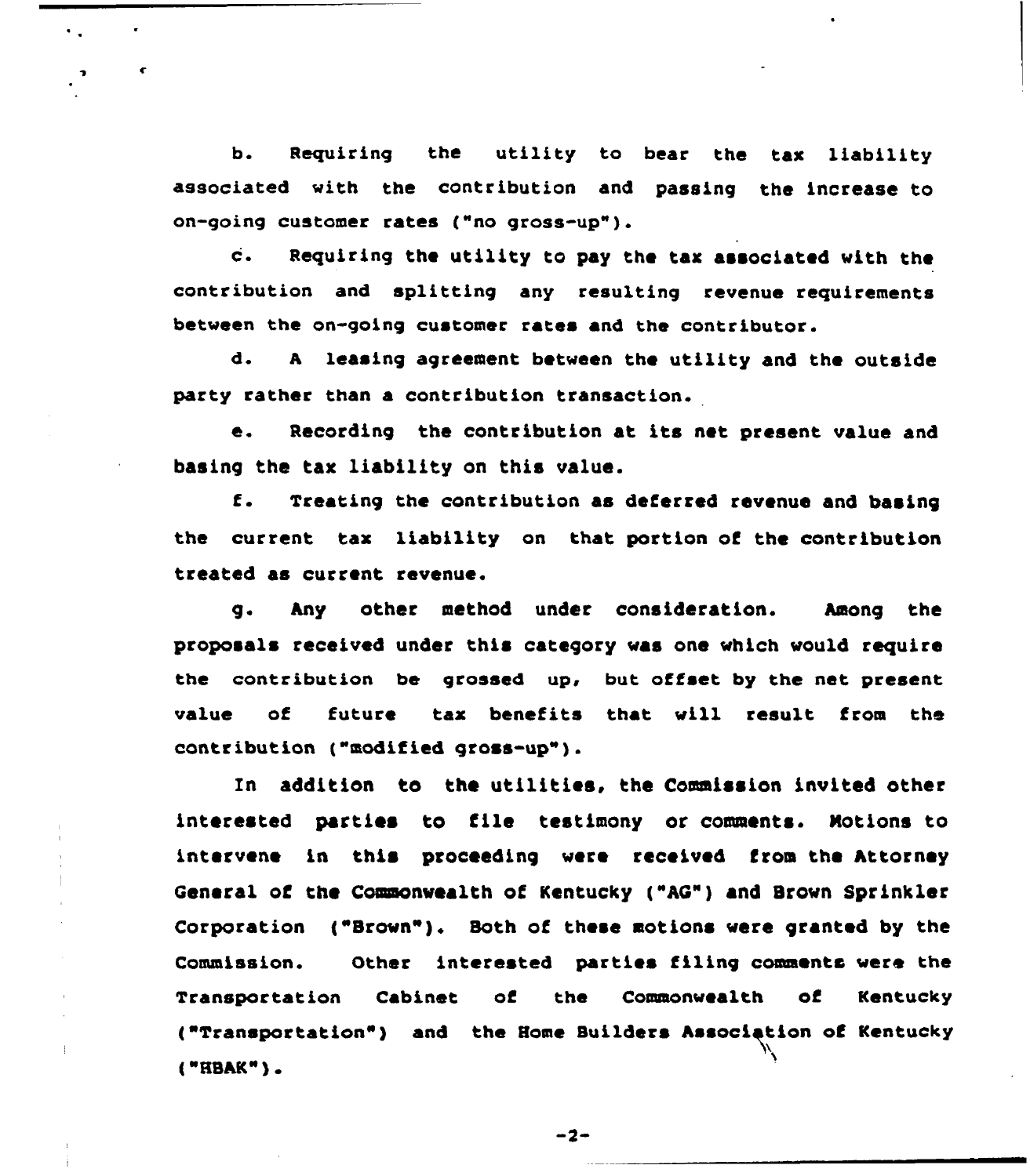b. Requiring the utility to bear the tax liability associated with the contribution and passing the increase to on-going customer rates ("no gross-up").

c. Requiring the utility to pay the tax associated with the contribution and splitting any resulting revenue requirements between the on-going customer rates and the contributor.

d. A leasing agreement between the utility and the outside party rather than a contribution transaction.

e. Recording the contribution at its net present value and basing the tax liability on this value.

f. Treating the contribution as deferred revenue and basing the current tax liability on that portion of the contribution treated as current revenue.

g. Any other method under consideration. Among the proposals received under this category was one which would require the contribution be grossed up, but offset by the net present value of future tax benefits that will result from the contribution ("modified gross-up").

In addition to the utilities, the Commission invited other interested parties to file testimony or comments. Motions to intervene in this proceeding were received from the Attorney General of the Commonwealth of Kentucky ("AG") and Brown Sprinkler Corporation ("Brown"). Both of these motions were granted by the Commission. Other interested parties filing comments were the Transportation Cabinet of the Commonwealth of Kentucky ("Transportation") and the Home Builders Association of Kentucky ("HBAK").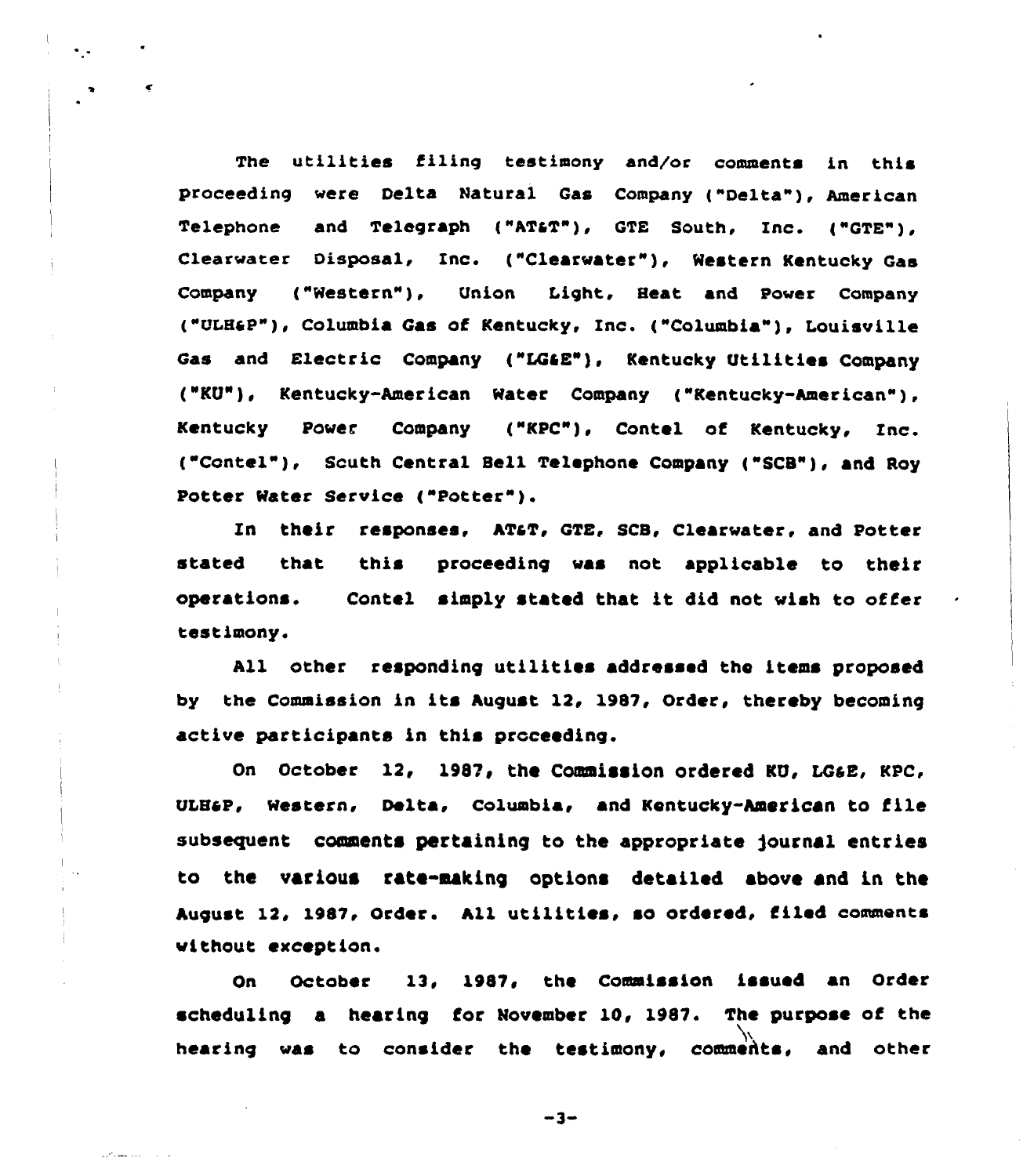The utilities filing testimony and/or comments in this proceeding were Delta Natural Gas Company ("Delta"), American Telephone and Telegraph ("AT&T"), GTE South, Inc. ("GTE"), Clearwater Disposal, Inc. ("Clearwater"), Western Kentucky Gas Company ("Western"), Union Light, Heat and Power Company ("ULH&P"), Columbia Gas of Kentucky, Inc. ("Columbia"), Louisville Gas and Electric Company ("LG&E"), Kentucky Utilities Company ("KU"), Kentucky-American Water Company ("Kentucky-American"), Kentucky Power Company ("KPC"), Contel of Kentucky, Inc. ("Contel"), South Central Bell Telephone Company ("SCB"), and Roy Potter Water Service ("Potter").

In their responses, AT&T, GTE, SCB, Clearwater, and Potter stated that this proceeding was not applicable to their operations. Contel simply stated that it did not wish to offer testimony.

All other responding utilities addressed the items proposed by the Commission in its August 12, 1987, Order, thereby becoming active participants in this proceeding.

On October 12, 1987, the Commission ordered KU, LG&E, KPC, ULH&P, Western, Delta, Columbia, and Kentucky-American to file subsequent comments pertaining to the appropriate journal entries to the various rate-making options detailed above and in the August 12, 1987, Order. All utilities, so ordered, filed comments without exception.

On October 13, 1987, the Commission issued an Order scheduling a hearing for November 10, 1987. The purpose of the hearing was to consider the testimony, comments, and other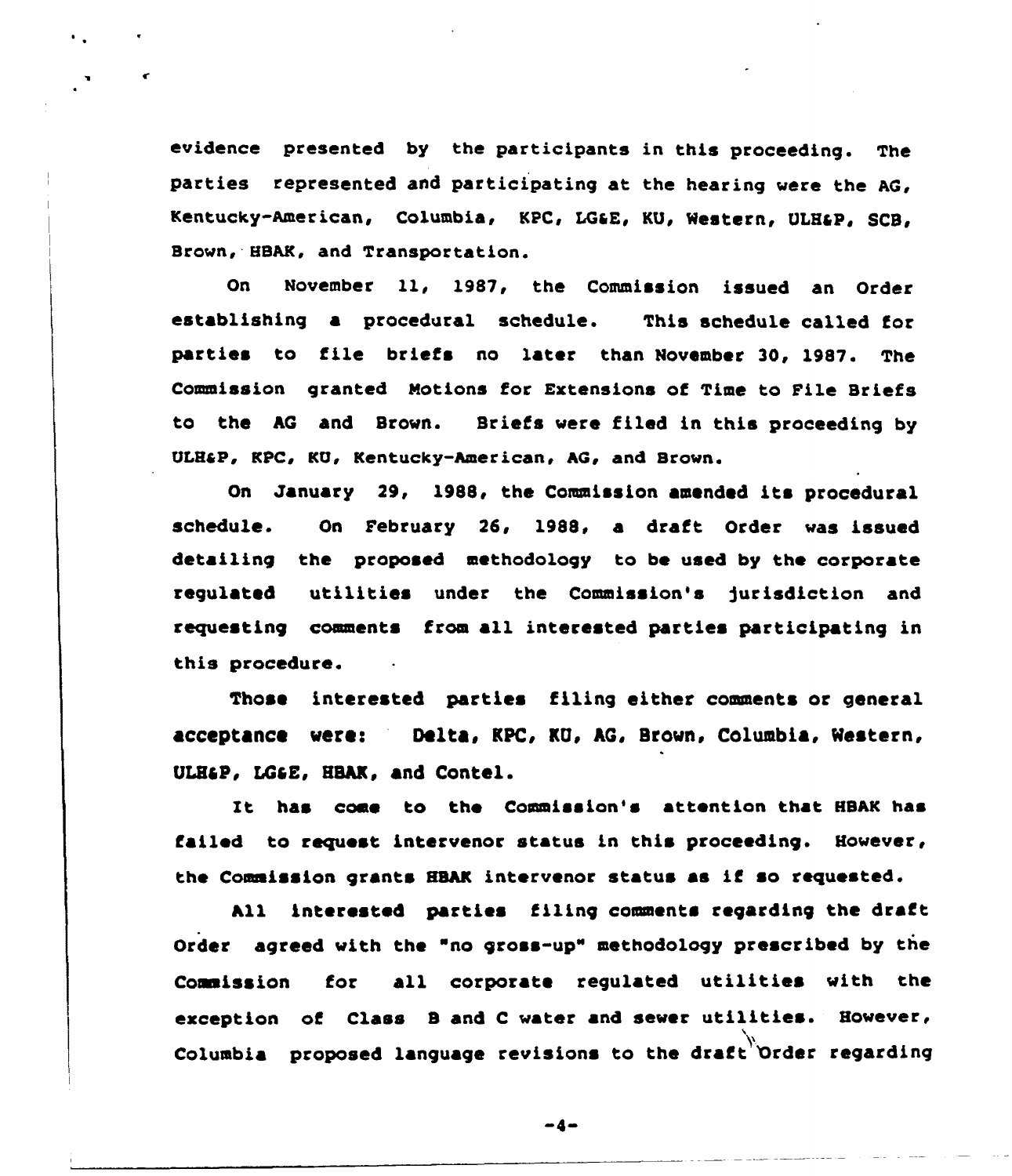evidence presented by the participants in this proceeding. The parties represented and participating at the hearing were the AG, Kentucky-American, Columbia, KPC, LG&E, KU, Western, ULH&P, SCB, Brown, HBAK, and Transportation.

On November 11, 1987, the Commission issued an Order establishing a procedural schedule. This schedule called for parties to file briefs no later than November 30, 1987. The Commission granted Motions for Extensions of Time to File Briefs to the AG and Brown. Briefs were filed in this proceeding by ULH&P, KPC, KU, Kentucky-American, AG, and Brown.

On January 29, 1988, the Commission amended its procedural schedule. On February 26, 1988, a draft Order was issued detailing the proposed methodology to be used by the corporate regulated utilities under the Commission's jurisdiction and requesting comments from all interested parties participating in this procedure.

Those interested parties filing either comments or general acceptance were: Delta, KPC, KU, AG, Brown, Columbia, Western, ULH&P, LG&E, HBAK, and Contel.

It has come to the Commission's attention that HBAK has failed to request intervenor status in this proceeding. However, the Commission grants HBAK intervenor status as if so requested.

All interested parties filing comments regarding the draft Order agreed with the "no gross-up" methodology prescribed by the Commission for all corporate regulated utilities with the exception of Class B and C water and sewer utilities. However, Columbia proposed language revisions to the draft Order regarding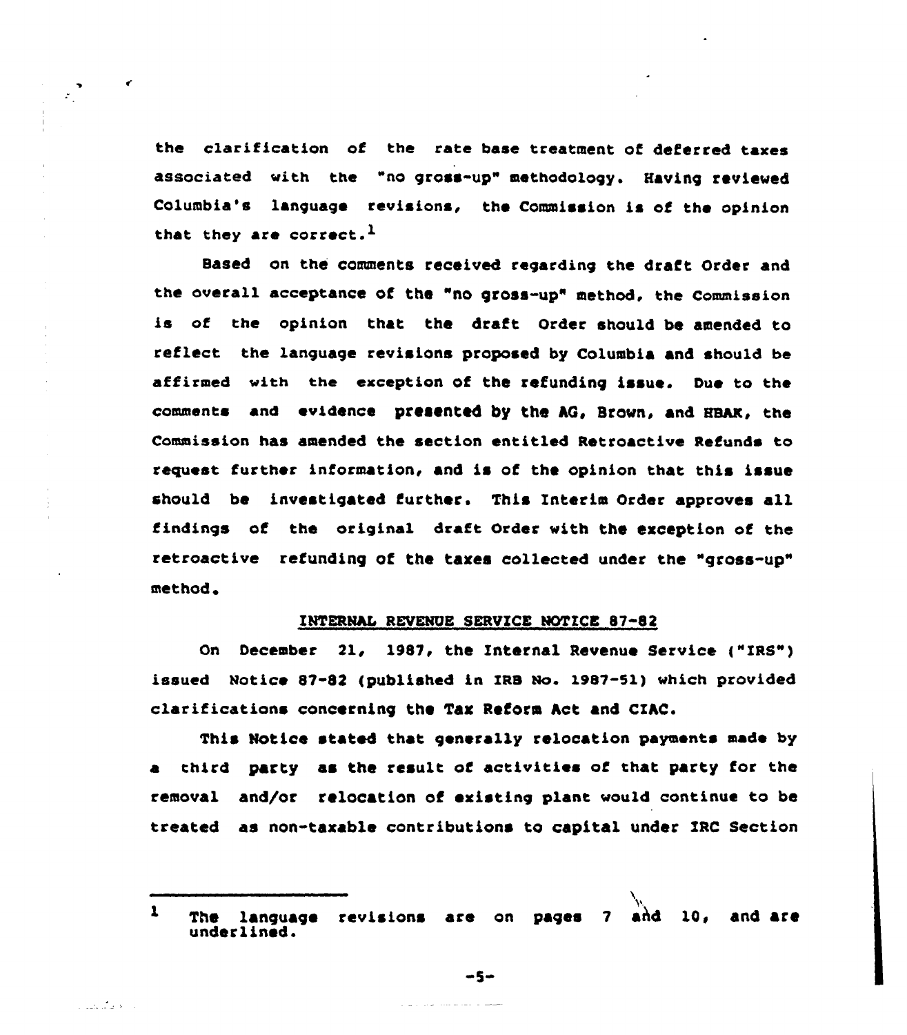the clarification of the rate base treatment of deferred taxes associated with the "no gross-up" methodology. Having reviewed Columbia's language revisions, the Commission is of the opinion that they are correct.[1]

Based on the comments received regarding the draft Order and the overall acceptance of the "no gross-up" method, the Commission is of the opinion that the draft Order should be amended to reflect the language revisions proposed by Columbia and should be affirmed with the exception of the refunding issue. Due to the comments and evidence presented by the AG, Brown, and HBAK, the Commission has amended the section entitled Retroactive Refunds to request further information, and is of the opinion that this issue should be investigated further. This Interim Order approves all findings of the original draft Order with the exception of the retroactive refunding of the taxes collected under the "gross-up" method.

## INTERNAL REVENUE SERVICE NOTICE 87-82

On December 21, 1987, the Internal Revenue Service ("IRS") issued Notice 87-82 (published in IRB No. 1987-51) which provided clarifications concerning the Tax Reform Act and CIAC.

This Notice stated that generally relocation payments made by a third party as the result of activities of that party for the removal and/or relocation of existing plant would continue to be treated as non-taxable contributions to capital under IRC Section

---

[1] The language revisions are on pages 7 and 10, and are underlined.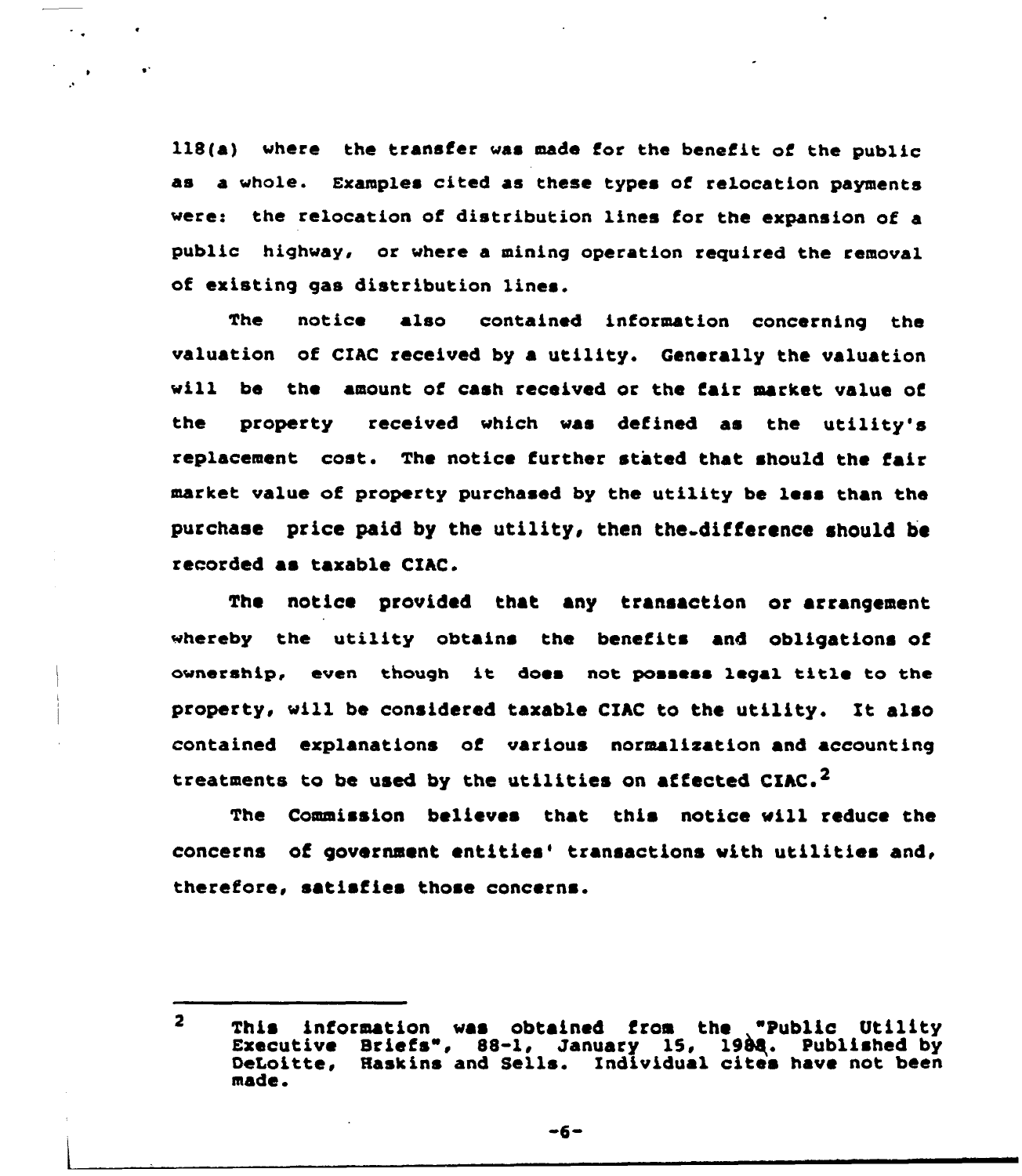118(a) where the transfer was made for the benefit of the public as a whole. Examples cited as these types of relocation payments were: the relocation of distribution lines for the expansion of a public highway, or where a mining operation required the removal of existing gas distribution lines.

The notice also contained information concerning the valuation of CIAC received by a utility. Generally the valuation will be the amount of cash received or the fair market value of the property received which was defined as the utility's replacement cost. The notice further stated that should the fair market value of property purchased by the utility be less than the purchase price paid by the utility, then the difference should be recorded as taxable CIAC.

The notice provided that any transaction or arrangement whereby the utility obtains the benefits and obligations of ownership, even though it does not possess legal title to the property, will be considered taxable CIAC to the utility. It also contained explanations of various normalization and accounting treatments to be used by the utilities on affected CIAC.[2]

The Commission believes that this notice will reduce the concerns of government entities' transactions with utilities and, therefore, satisfies those concerns.

---

[2] This information was obtained from the "Public Utility Executive Briefs", 88-1, January 15, 1988. Published by DeLoitte, Haskins and Sells. Individual cites have not been made.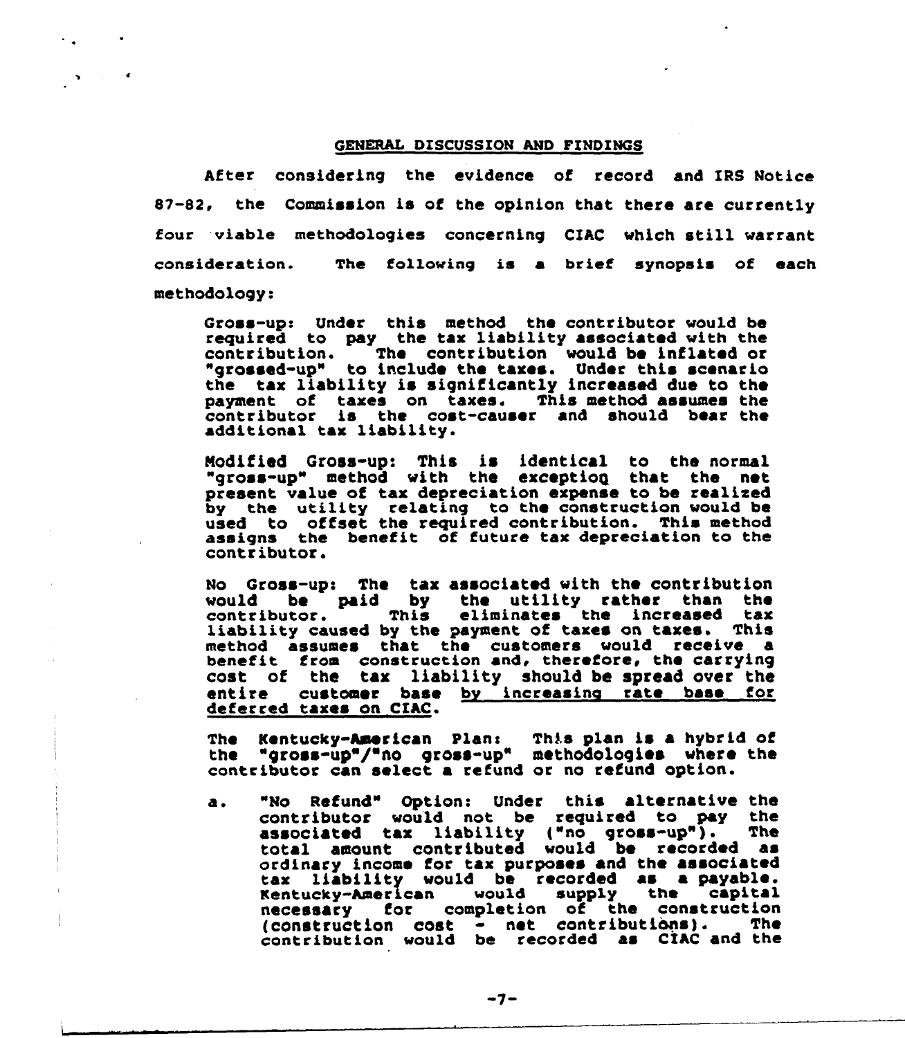## GENERAL DISCUSSION AND FINDINGS

After considering the evidence of record and IRS Notice 87-82, the Commission is of the opinion that there are currently four viable methodologies concerning CIAC which still warrant consideration. The following is a brief synopsis of each methodology:

> Gross-up: Under this method the contributor would be required to pay the tax liability associated with the contribution. The contribution would be inflated or "grossed-up" to include the taxes. Under this scenario the tax liability is significantly increased due to the payment of taxes on taxes. This method assumes the contributor is the cost-causer and should bear the additional tax liability.
>
> Modified Gross-up: This is identical to the normal "gross-up" method with the exception that the net present value of tax depreciation expense to be realized by the utility relating to the construction would be used to offset the required contribution. This method assigns the benefit of future tax depreciation to the contributor.
>
> No Gross-up: The tax associated with the contribution would be paid by the utility rather than the contributor. This eliminates the increased tax liability caused by the payment of taxes on taxes. This method assumes that the customers would receive a benefit from construction and, therefore, the carrying cost of the tax liability should be spread over the entire customer base <u>by increasing rate base for deferred taxes on CIAC</u>.
>
> The Kentucky-American Plan: This plan is a hybrid of the "gross-up"/"no gross-up" methodologies where the contributor can select a refund or no refund option.
>
> a. "No Refund" Option: Under this alternative the contributor would not be required to pay the associated tax liability ("no gross-up"). The total amount contributed would be recorded as ordinary income for tax purposes and the associated tax liability would be recorded as a payable. Kentucky-American would supply the capital necessary for completion of the construction (construction cost - net contributions). The contribution would be recorded as CIAC and the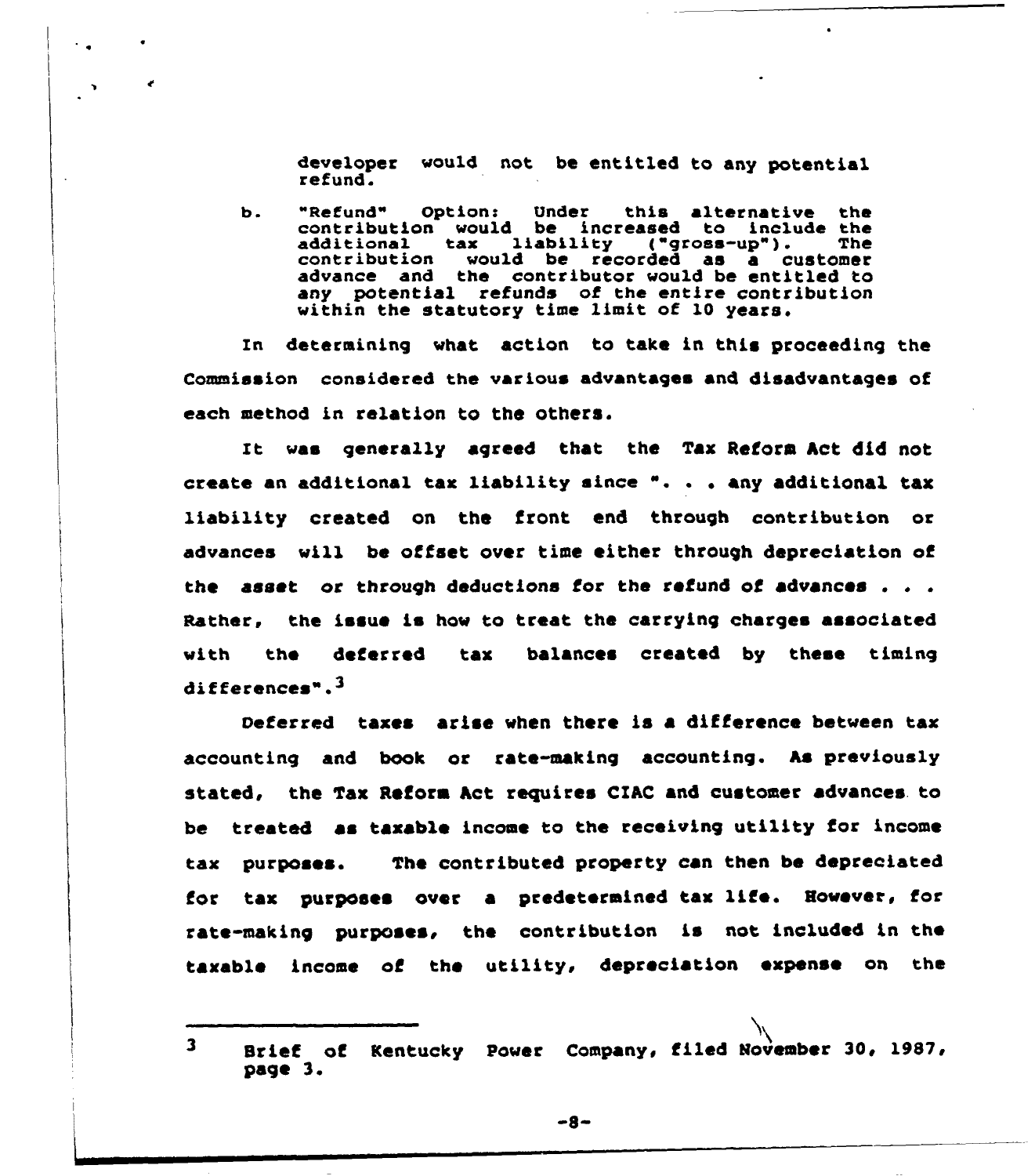developer would not be entitled to any potential refund.

b. "Refund" Option: Under this alternative the contribution would be increased to include the additional tax liability ("gross-up"). The contribution would be recorded as a customer advance and the contributor would be entitled to any potential refunds of the entire contribution within the statutory time limit of 10 years.

In determining what action to take in this proceeding the Commission considered the various advantages and disadvantages of each method in relation to the others.

It was generally agreed that the Tax Reform Act did not create an additional tax liability since ". . . any additional tax liability created on the front end through contribution or advances will be offset over time either through depreciation of the asset or through deductions for the refund of advances . . . Rather, the issue is how to treat the carrying charges associated with the deferred tax balances created by these timing differences".[3]

Deferred taxes arise when there is a difference between tax accounting and book or rate-making accounting. As previously stated, the Tax Reform Act requires CIAC and customer advances to be treated as taxable income to the receiving utility for income tax purposes. The contributed property can then be depreciated for tax purposes over a predetermined tax life. However, for rate-making purposes, the contribution is not included in the taxable income of the utility, depreciation expense on the

[3] Brief of Kentucky Power Company, filed November 30, 1987, page 3.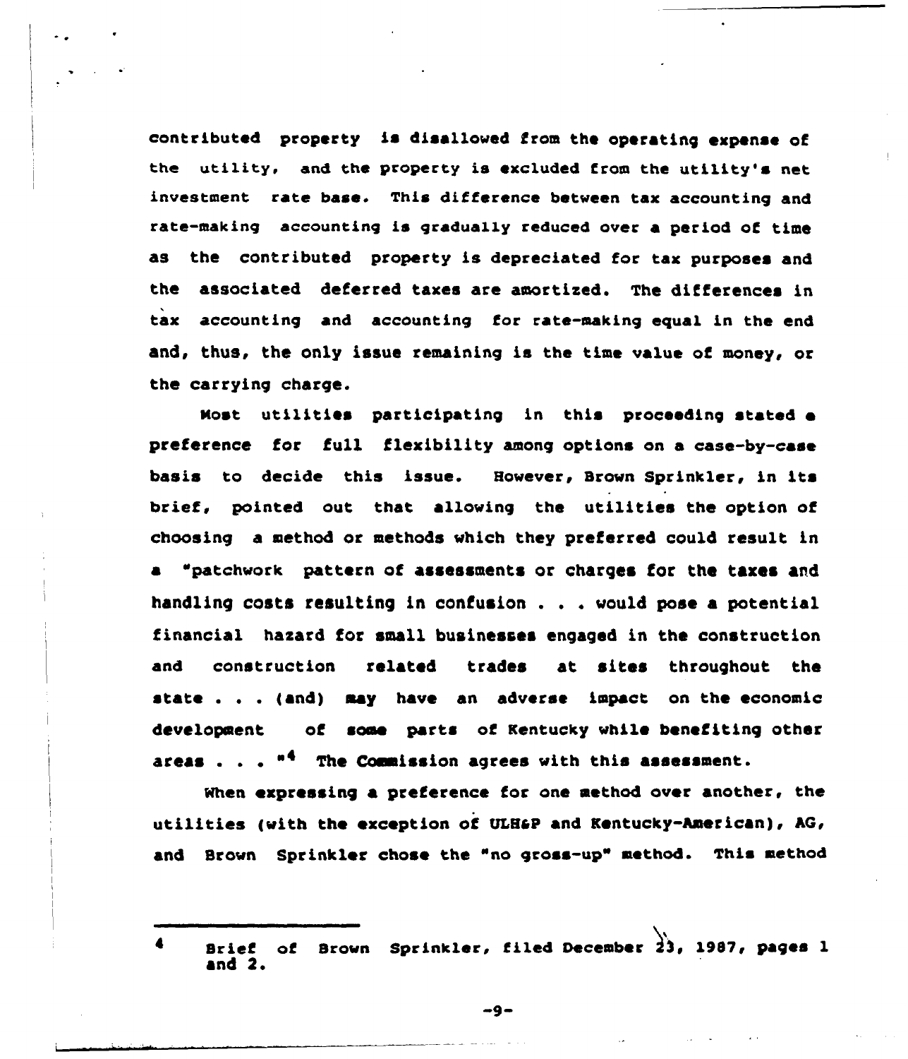contributed property is disallowed from the operating expense of the utility, and the property is excluded from the utility's net investment rate base. This difference between tax accounting and rate-making accounting is gradually reduced over a period of time as the contributed property is depreciated for tax purposes and the associated deferred taxes are amortized. The differences in tax accounting and accounting for rate-making equal in the end and, thus, the only issue remaining is the time value of money, or the carrying charge.

Most utilities participating in this proceeding stated a preference for full flexibility among options on a case-by-case basis to decide this issue. However, Brown Sprinkler, in its brief, pointed out that allowing the utilities the option of choosing a method or methods which they preferred could result in a "patchwork pattern of assessments or charges for the taxes and handling costs resulting in confusion . . . would pose a potential financial hazard for small businesses engaged in the construction and construction related trades at sites throughout the state . . . (and) may have an adverse impact on the economic development of some parts of Kentucky while benefiting other areas . . . "[4] The Commission agrees with this assessment.

When expressing a preference for one method over another, the utilities (with the exception of ULH&P and Kentucky-American), AG, and Brown Sprinkler chose the "no gross-up" method. This method

---

[4] Brief of Brown Sprinkler, filed December 23, 1987, pages 1 and 2.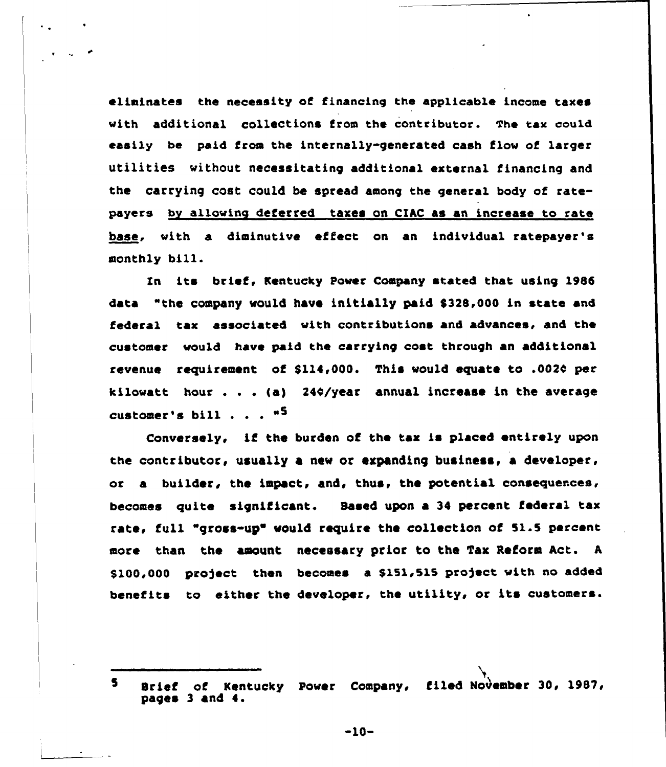eliminates the necessity of financing the applicable income taxes with additional collections from the contributor. The tax could easily be paid from the internally-generated cash flow of larger utilities without necessitating additional external financing and the carrying cost could be spread among the general body of ratepayers <u>by allowing deferred taxes on CIAC as an increase to rate base</u>, with a diminutive effect on an individual ratepayer's monthly bill.

In its brief, Kentucky Power Company stated that using 1986 data "the company would have initially paid $328,000 in state and federal tax associated with contributions and advances, and the customer would have paid the carrying cost through an additional revenue requirement of $114,000. This would equate to .002¢ per kilowatt hour . . . (a) 24¢/year annual increase in the average customer's bill . . ."[5]

Conversely, if the burden of the tax is placed entirely upon the contributor, usually a new or expanding business, a developer, or a builder, the impact, and, thus, the potential consequences, becomes quite significant. Based upon a 34 percent federal tax rate, full "gross-up" would require the collection of 51.5 percent more than the amount necessary prior to the Tax Reform Act. A $100,000 project then becomes a $151,515 project with no added benefits to either the developer, the utility, or its customers.

---

[5] Brief of Kentucky Power Company, filed November 30, 1987, pages 3 and 4.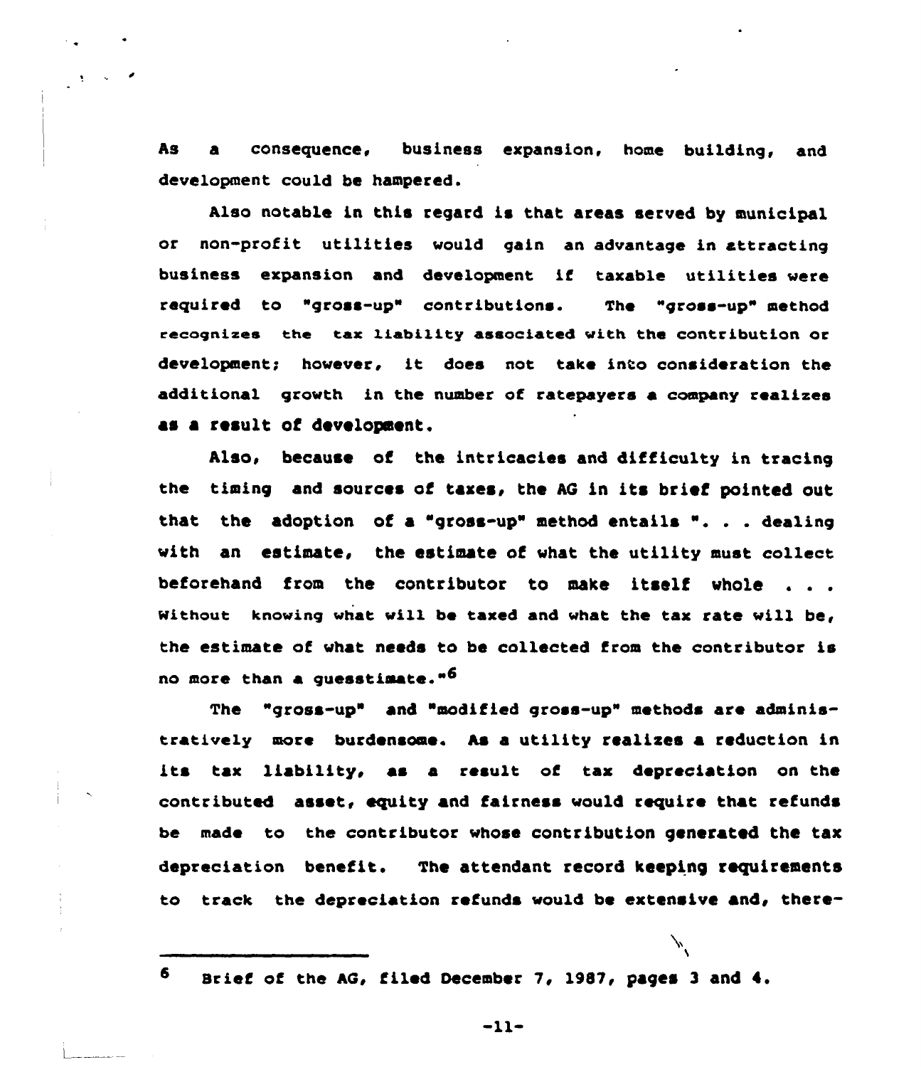As a consequence, business expansion, home building, and development could be hampered.

Also notable in this regard is that areas served by municipal or non-profit utilities would gain an advantage in attracting business expansion and development if taxable utilities were required to "gross-up" contributions. The "gross-up" method recognizes the tax liability associated with the contribution or development; however, it does not take into consideration the additional growth in the number of ratepayers a company realizes as a result of development.

Also, because of the intricacies and difficulty in tracing the timing and sources of taxes, the AG in its brief pointed out that the adoption of a "gross-up" method entails ". . . dealing with an estimate, the estimate of what the utility must collect beforehand from the contributor to make itself whole . . . Without knowing what will be taxed and what the tax rate will be, the estimate of what needs to be collected from the contributor is no more than a guesstimate."[6]

The "gross-up" and "modified gross-up" methods are administratively more burdensome. As a utility realizes a reduction in its tax liability, as a result of tax depreciation on the contributed asset, equity and fairness would require that refunds be made to the contributor whose contribution generated the tax depreciation benefit. The attendant record keeping requirements to track the depreciation refunds would be extensive and, there-

---

[6] Brief of the AG, filed December 7, 1987, pages 3 and 4.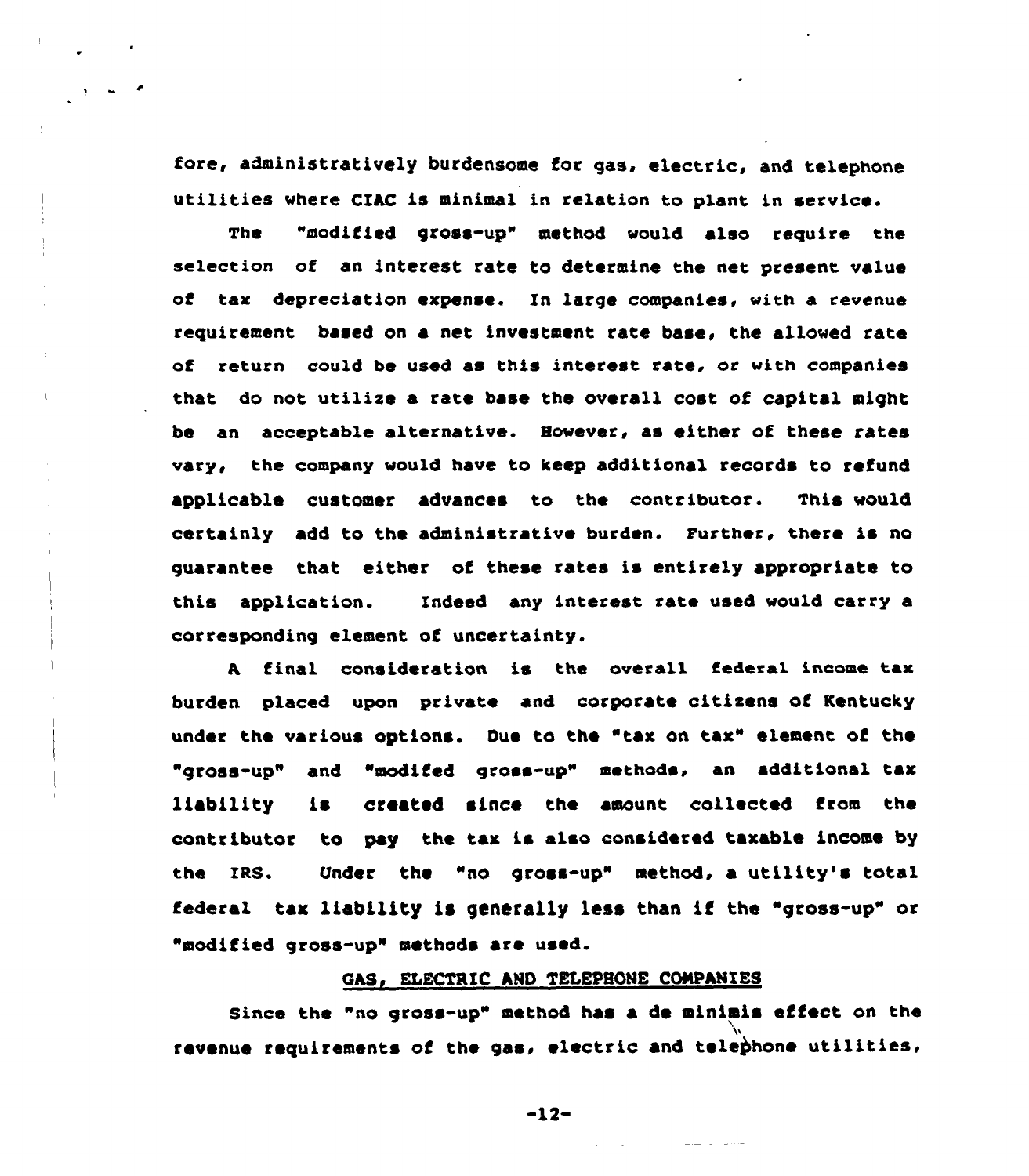fore, administratively burdensome for gas, electric, and telephone utilities where CIAC is minimal in relation to plant in service.

The "modified gross-up" method would also require the selection of an interest rate to determine the net present value of tax depreciation expense. In large companies, with a revenue requirement based on a net investment rate base, the allowed rate of return could be used as this interest rate, or with companies that do not utilize a rate base the overall cost of capital might be an acceptable alternative. However, as either of these rates vary, the company would have to keep additional records to refund applicable customer advances to the contributor. This would certainly add to the administrative burden. Further, there is no guarantee that either of these rates is entirely appropriate to this application. Indeed any interest rate used would carry a corresponding element of uncertainty.

A final consideration is the overall federal income tax burden placed upon private and corporate citizens of Kentucky under the various options. Due to the "tax on tax" element of the "gross-up" and "modifed gross-up" methods, an additional tax liability is created since the amount collected from the contributor to pay the tax is also considered taxable income by the IRS. Under the "no gross-up" method, a utility's total federal tax liability is generally less than if the "gross-up" or "modified gross-up" methods are used.

## GAS, ELECTRIC AND TELEPHONE COMPANIES

Since the "no gross-up" method has a de minimis effect on the revenue requirements of the gas, electric and telephone utilities,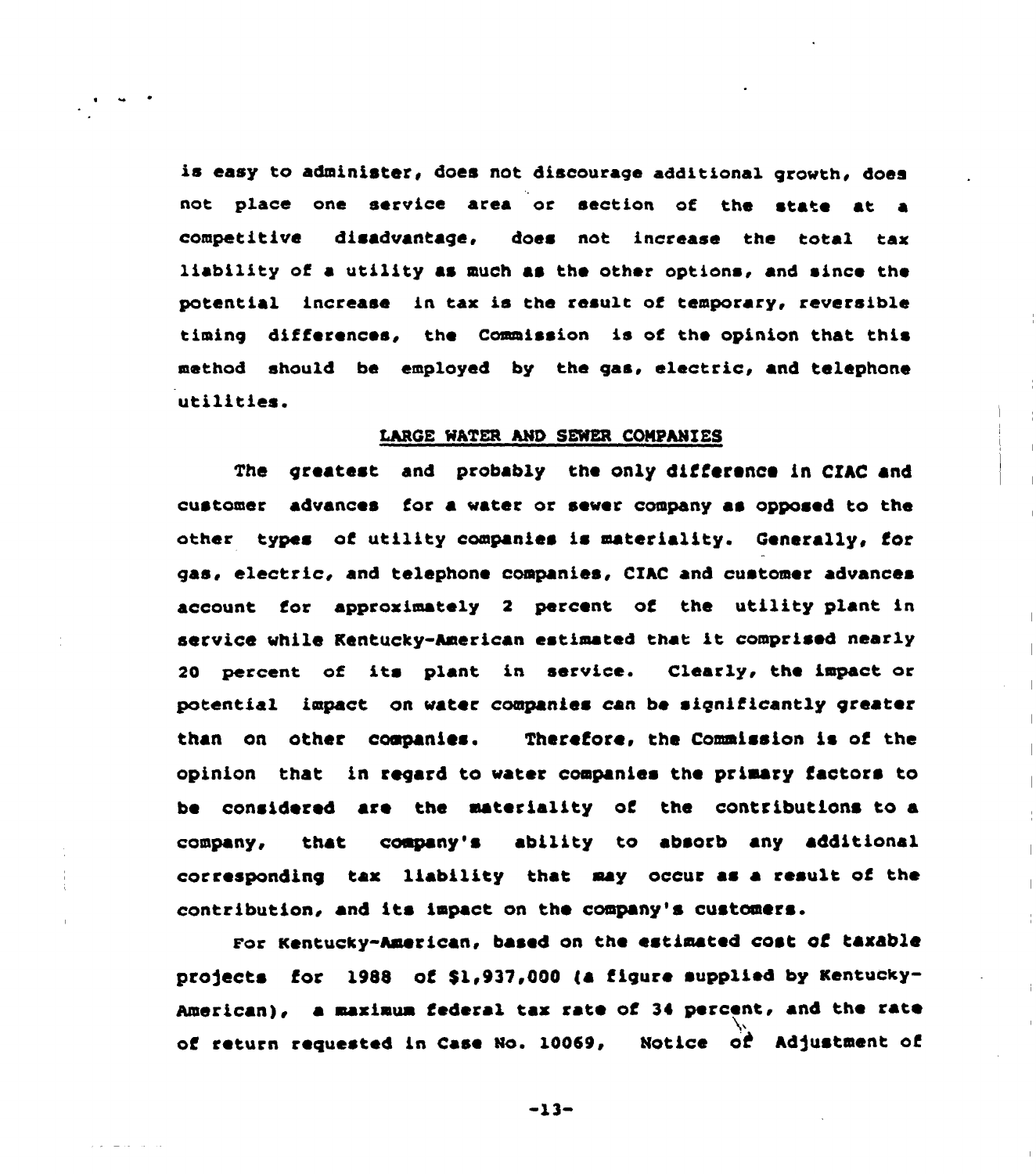is easy to administer, does not discourage additional growth, does not place one service area or section of the state at a competitive disadvantage, does not increase the total tax liability of a utility as much as the other options, and since the potential increase in tax is the result of temporary, reversible timing differences, the Commission is of the opinion that this method should be employed by the gas, electric, and telephone utilities.

## LARGE WATER AND SEWER COMPANIES

The greatest and probably the only difference in CIAC and customer advances for a water or sewer company as opposed to the other types of utility companies is materiality. Generally, for gas, electric, and telephone companies, CIAC and customer advances account for approximately 2 percent of the utility plant in service while Kentucky-American estimated that it comprised nearly 20 percent of its plant in service. Clearly, the impact or potential impact on water companies can be significantly greater than on other companies. Therefore, the Commission is of the opinion that in regard to water companies the primary factors to be considered are the materiality of the contributions to a company, that company's ability to absorb any additional corresponding tax liability that may occur as a result of the contribution, and its impact on the company's customers.

For Kentucky-American, based on the estimated cost of taxable projects for 1988 of $1,937,000 (a figure supplied by Kentucky-American), a maximum federal tax rate of 34 percent, and the rate of return requested in Case No. 10069, Notice of Adjustment of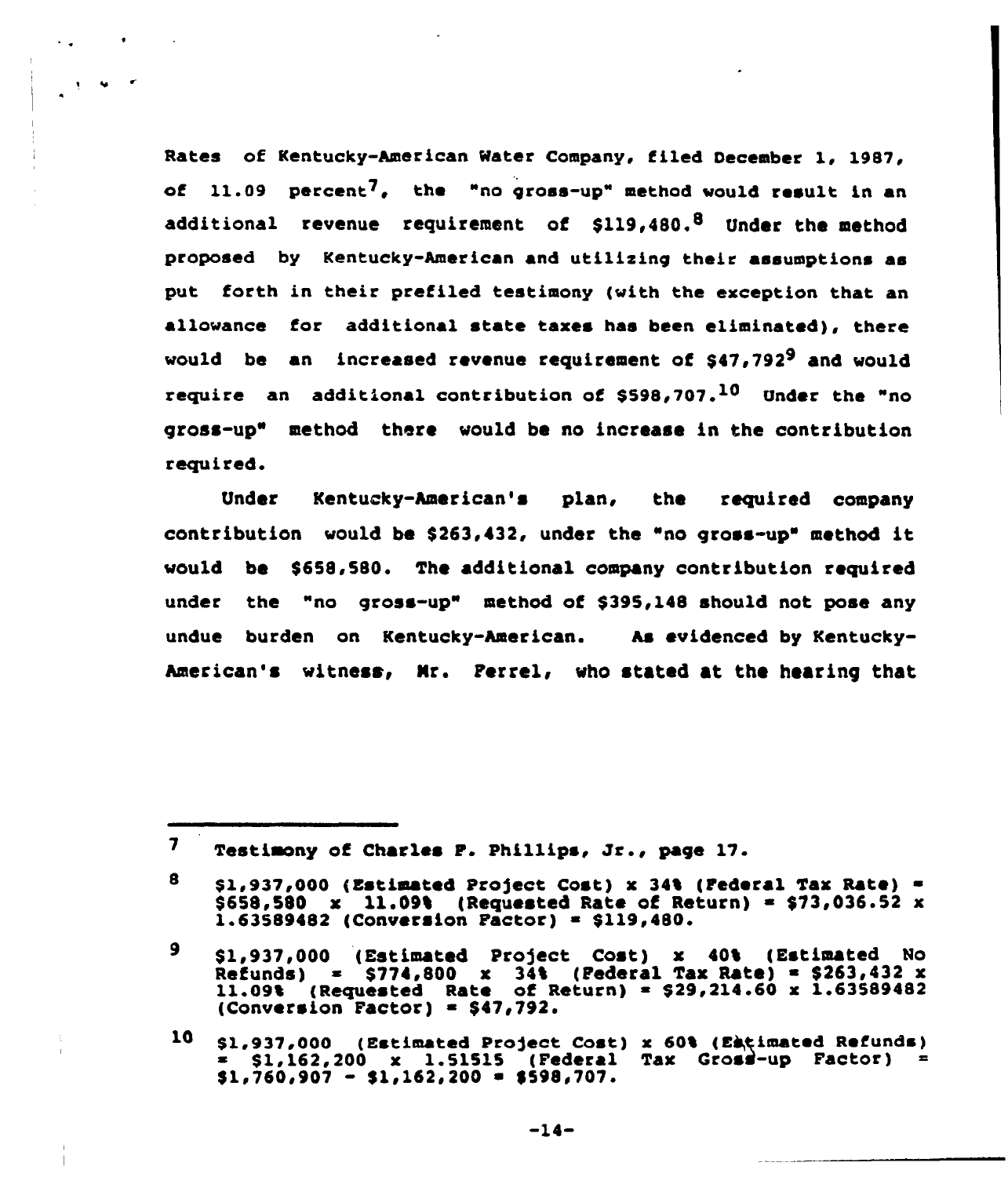Rates of Kentucky-American Water Company, filed December 1, 1987, of 11.09 percent[7], the "no gross-up" method would result in an additional revenue requirement of $119,480.[8] Under the method proposed by Kentucky-American and utilizing their assumptions as put forth in their prefiled testimony (with the exception that an allowance for additional state taxes has been eliminated), there would be an increased revenue requirement of $47,792[9] and would require an additional contribution of $598,707.[10] Under the "no gross-up" method there would be no increase in the contribution required.

Under Kentucky-American's plan, the required company contribution would be $263,432, under the "no gross-up" method it would be $658,580. The additional company contribution required under the "no gross-up" method of $395,148 should not pose any undue burden on Kentucky-American. As evidenced by Kentucky-American's witness, Mr. Ferrel, who stated at the hearing that

---

[7] Testimony of Charles F. Phillips, Jr., page 17.

[8] $1,937,000 (Estimated Project Cost) x 34% (Federal Tax Rate) = $658,580 x 11.09% (Requested Rate of Return) = $73,036.52 x 1.63589482 (Conversion Factor) = $119,480.

[9] $1,937,000 (Estimated Project Cost) x 40% (Estimated No Refunds) = $774,800 x 34% (Federal Tax Rate) = $263,432 x 11.09% (Requested Rate of Return) = $29,214.60 x 1.63589482 (Conversion Factor) = $47,792.

[10] $1,937,000 (Estimated Project Cost) x 60% (Estimated Refunds) = $1,162,200 x 1.51515 (Federal Tax Gross-up Factor) = $1,760,907 - $1,162,200 = $598,707.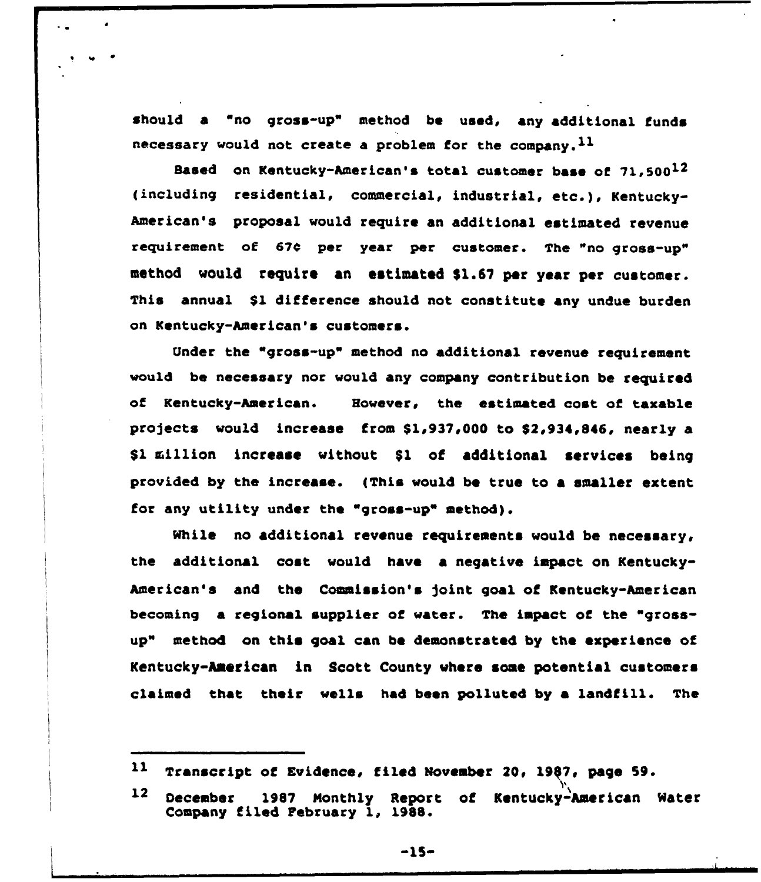should a "no gross-up" method be used, any additional funds necessary would not create a problem for the company.[11]

Based on Kentucky-American's total customer base of 71,500[12] (including residential, commercial, industrial, etc.), Kentucky-American's proposal would require an additional estimated revenue requirement of 67¢ per year per customer. The "no gross-up" method would require an estimated $1.67 per year per customer. This annual $1 difference should not constitute any undue burden on Kentucky-American's customers.

Under the "gross-up" method no additional revenue requirement would be necessary nor would any company contribution be required of Kentucky-American. However, the estimated cost of taxable projects would increase from $1,937,000 to $2,934,846, nearly a $1 million increase without $1 of additional services being provided by the increase. (This would be true to a smaller extent for any utility under the "gross-up" method).

While no additional revenue requirements would be necessary, the additional cost would have a negative impact on Kentucky-American's and the Commission's joint goal of Kentucky-American becoming a regional supplier of water. The impact of the "gross-up" method on this goal can be demonstrated by the experience of Kentucky-American in Scott County where some potential customers claimed that their wells had been polluted by a landfill. The

---

[11] Transcript of Evidence, filed November 20, 1987, page 59.

[12] December 1987 Monthly Report of Kentucky-American Water Company filed February 1, 1988.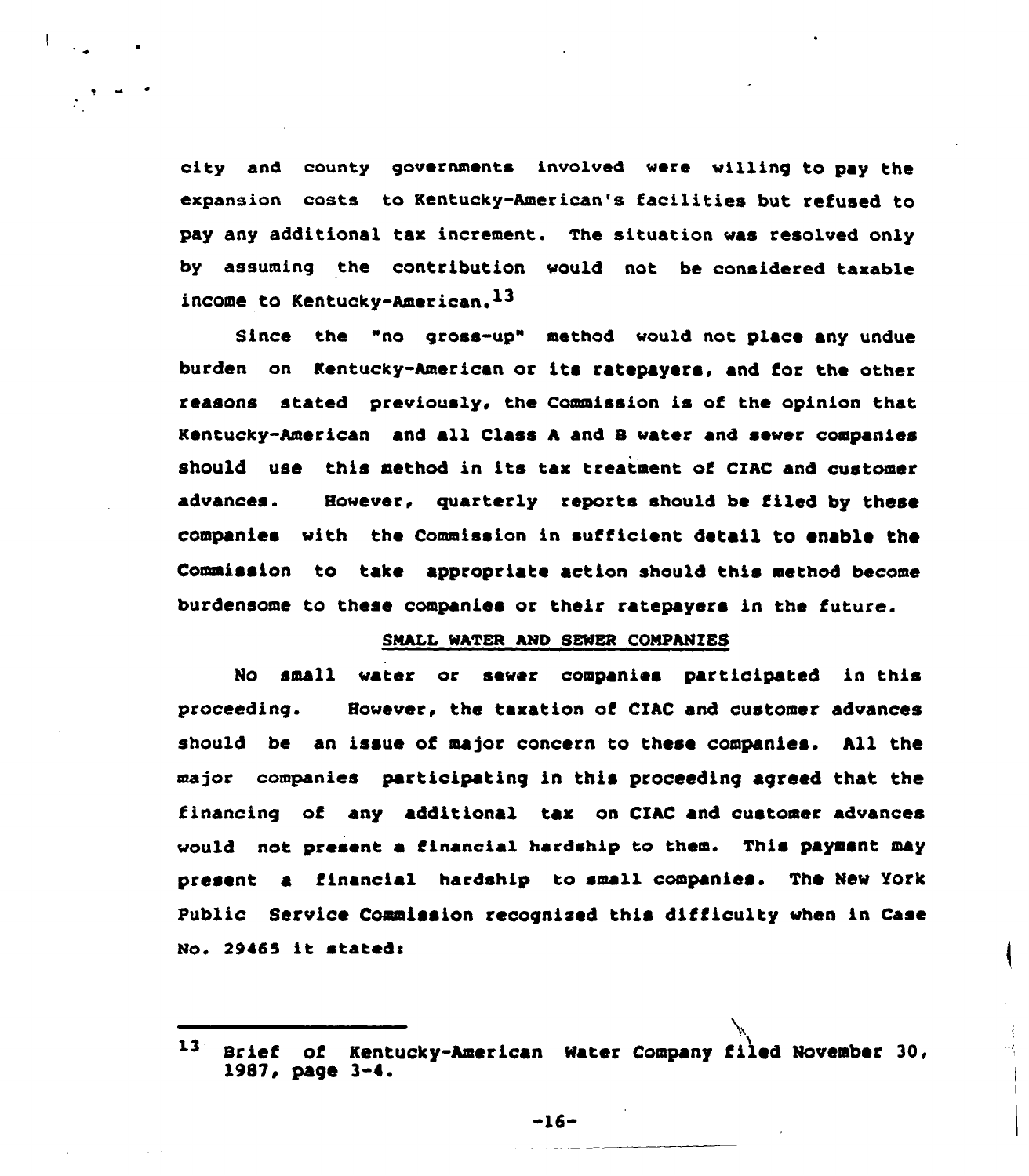city and county governments involved were willing to pay the expansion costs to Kentucky-American's facilities but refused to pay any additional tax increment. The situation was resolved only by assuming the contribution would not be considered taxable income to Kentucky-American.[13]

Since the "no gross-up" method would not place any undue burden on Kentucky-American or its ratepayers, and for the other reasons stated previously, the Commission is of the opinion that Kentucky-American and all Class A and B water and sewer companies should use this method in its tax treatment of CIAC and customer advances. However, quarterly reports should be filed by these companies with the Commission in sufficient detail to enable the Commission to take appropriate action should this method become burdensome to these companies or their ratepayers in the future.

## SMALL WATER AND SEWER COMPANIES

No small water or sewer companies participated in this proceeding. However, the taxation of CIAC and customer advances should be an issue of major concern to these companies. All the major companies participating in this proceeding agreed that the financing of any additional tax on CIAC and customer advances would not present a financial hardship to them. This payment may present a financial hardship to small companies. The New York Public Service Commission recognized this difficulty when in Case No. 29465 it stated:

---

[13] Brief of Kentucky-American Water Company filed November 30, 1987, page 3-4.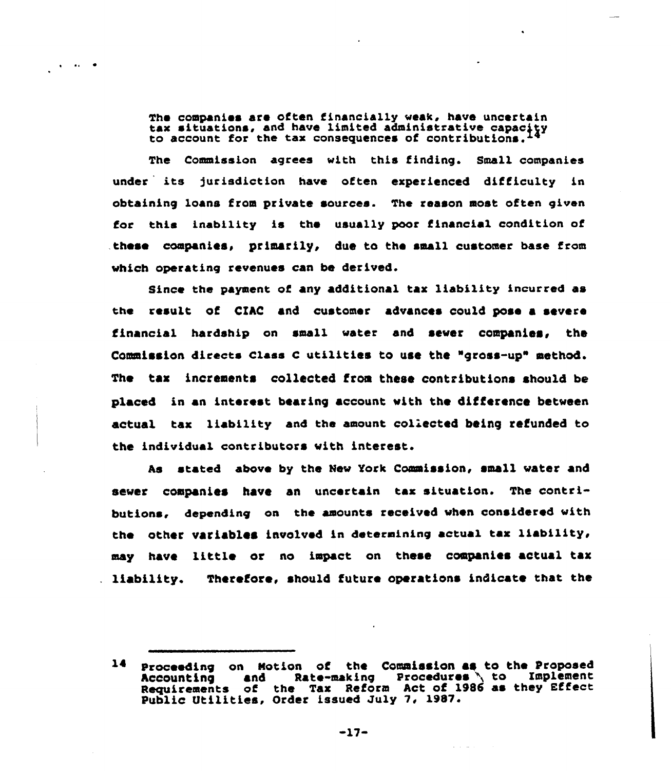> The companies are often financially weak, have uncertain tax situations, and have limited administrative capacity to account for the tax consequences of contributions.[14]

The Commission agrees with this finding. Small companies under its jurisdiction have often experienced difficulty in obtaining loans from private sources. The reason most often given for this inability is the usually poor financial condition of these companies, primarily, due to the small customer base from which operating revenues can be derived.

Since the payment of any additional tax liability incurred as the result of CIAC and customer advances could pose a severe financial hardship on small water and sewer companies, the Commission directs Class C utilities to use the "gross-up" method. The tax increments collected from these contributions should be placed in an interest bearing account with the difference between actual tax liability and the amount collected being refunded to the individual contributors with interest.

As stated above by the New York Commission, small water and sewer companies have an uncertain tax situation. The contributions, depending on the amounts received when considered with the other variables involved in determining actual tax liability, may have little or no impact on these companies actual tax liability. Therefore, should future operations indicate that the

---

[14] Proceeding on Motion of the Commission as to the Proposed Accounting and Rate-making Procedures to Implement Requirements of the Tax Reform Act of 1986 as they Effect Public Utilities, Order issued July 7, 1987.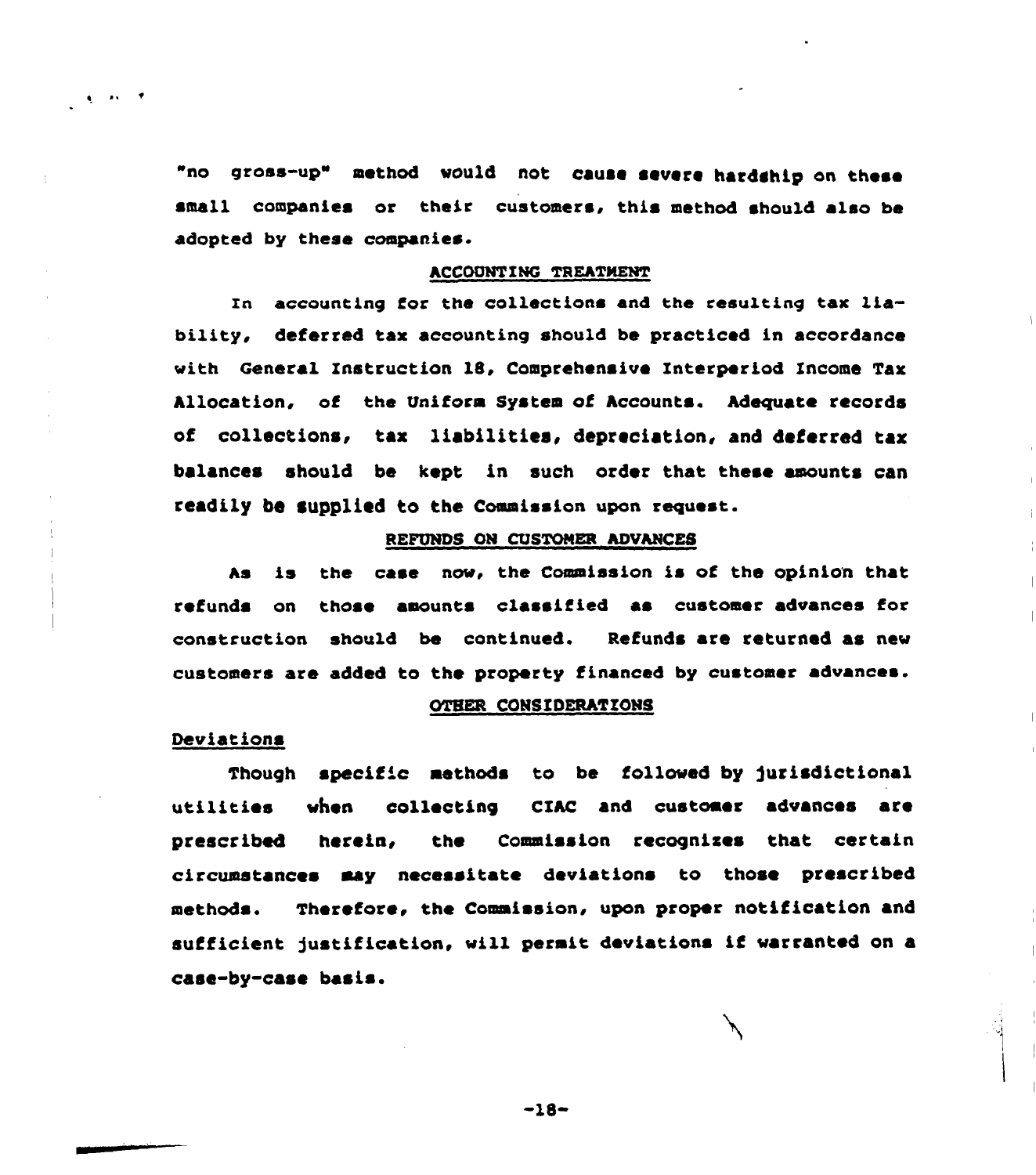"no gross-up" method would not cause severe hardship on these small companies or their customers, this method should also be adopted by these companies.

## ACCOUNTING TREATMENT

In accounting for the collections and the resulting tax liability, deferred tax accounting should be practiced in accordance with General Instruction 18, Comprehensive Interperiod Income Tax Allocation, of the Uniform System of Accounts. Adequate records of collections, tax liabilities, depreciation, and deferred tax balances should be kept in such order that these amounts can readily be supplied to the Commission upon request.

## REFUNDS ON CUSTOMER ADVANCES

As is the case now, the Commission is of the opinion that refunds on those amounts classified as customer advances for construction should be continued. Refunds are returned as new customers are added to the property financed by customer advances.

## OTHER CONSIDERATIONS

### Deviations

Though specific methods to be followed by jurisdictional utilities when collecting CIAC and customer advances are prescribed herein, the Commission recognizes that certain circumstances may necessitate deviations to those prescribed methods. Therefore, the Commission, upon proper notification and sufficient justification, will permit deviations if warranted on a case-by-case basis.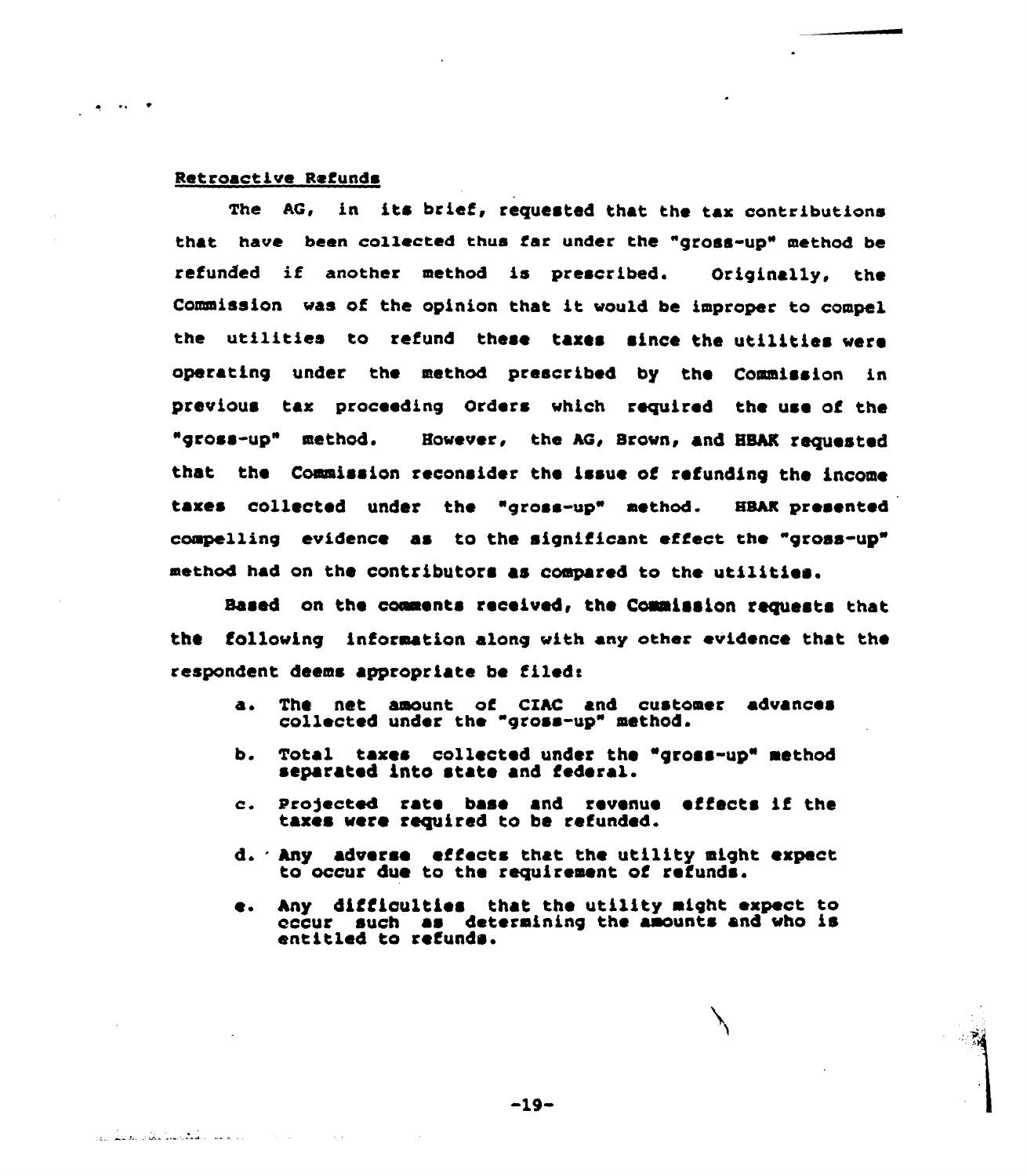<u>Retroactive Refunds</u>

The AG, in its brief, requested that the tax contributions that have been collected thus far under the "gross-up" method be refunded if another method is prescribed. Originally, the Commission was of the opinion that it would be improper to compel the utilities to refund these taxes since the utilities were operating under the method prescribed by the Commission in previous tax proceeding Orders which required the use of the "gross-up" method. However, the AG, Brown, and HBAK requested that the Commission reconsider the issue of refunding the income taxes collected under the "gross-up" method. HBAK presented compelling evidence as to the significant effect the "gross-up" method had on the contributors as compared to the utilities.

Based on the comments received, the Commission requests that the following information along with any other evidence that the respondent deems appropriate be filed:

a. The net amount of CIAC and customer advances collected under the "gross-up" method.

b. Total taxes collected under the "gross-up" method separated into state and federal.

c. Projected rate base and revenue effects if the taxes were required to be refunded.

d. Any adverse effects that the utility might expect to occur due to the requirement of refunds.

e. Any difficulties that the utility might expect to occur such as determining the amounts and who is entitled to refunds.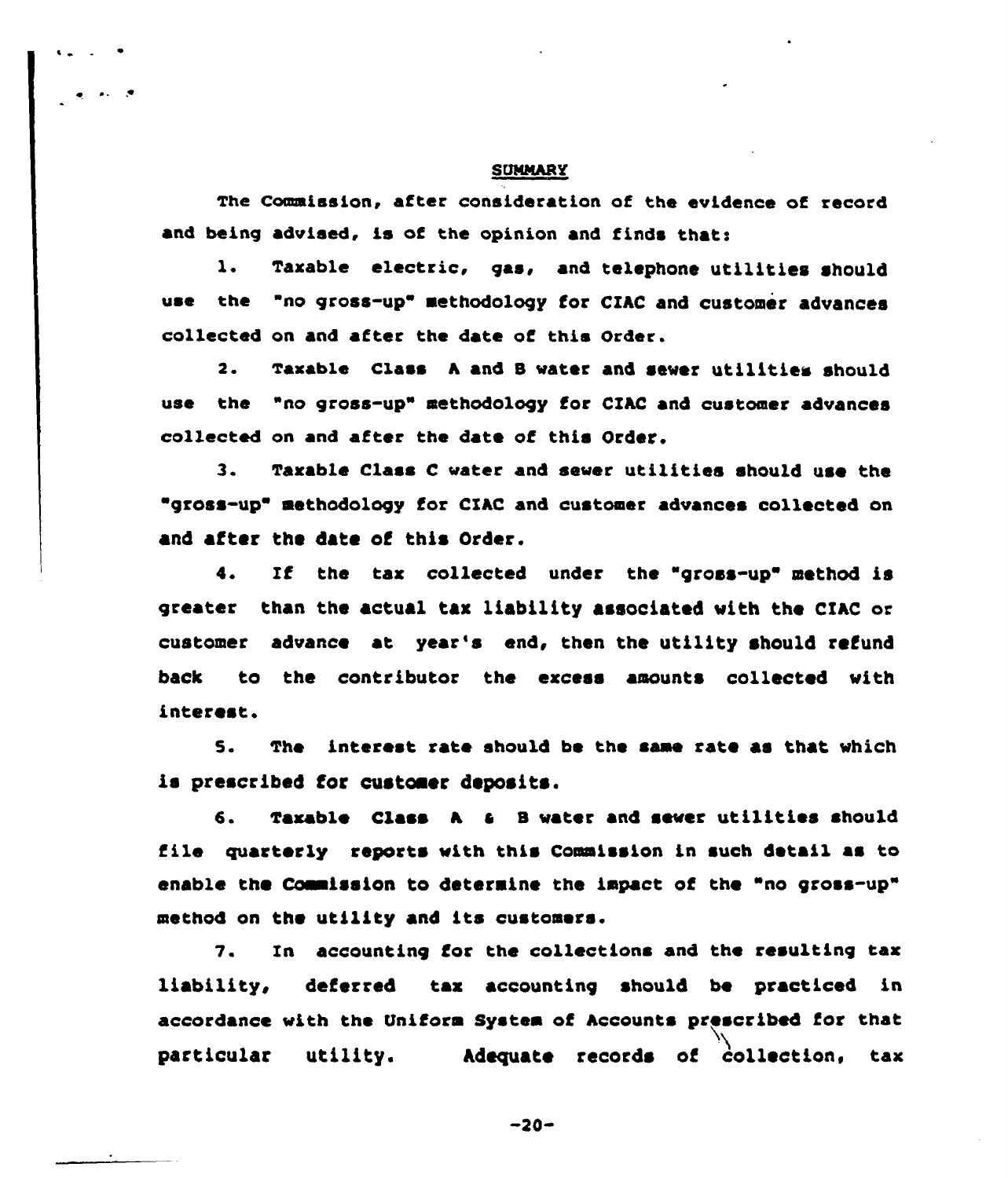## SUMMARY

The Commission, after consideration of the evidence of record and being advised, is of the opinion and finds that:

1. Taxable electric, gas, and telephone utilities should use the "no gross-up" methodology for CIAC and customer advances collected on and after the date of this Order.

2. Taxable Class A and B water and sewer utilities should use the "no gross-up" methodology for CIAC and customer advances collected on and after the date of this Order.

3. Taxable Class C water and sewer utilities should use the "gross-up" methodology for CIAC and customer advances collected on and after the date of this Order.

4. If the tax collected under the "gross-up" method is greater than the actual tax liability associated with the CIAC or customer advance at year's end, then the utility should refund back to the contributor the excess amounts collected with interest.

5. The interest rate should be the same rate as that which is prescribed for customer deposits.

6. Taxable Class A & B water and sewer utilities should file quarterly reports with this Commission in such detail as to enable the Commission to determine the impact of the "no gross-up" method on the utility and its customers.

7. In accounting for the collections and the resulting tax liability, deferred tax accounting should be practiced in accordance with the Uniform System of Accounts prescribed for that particular utility. Adequate records of collection, tax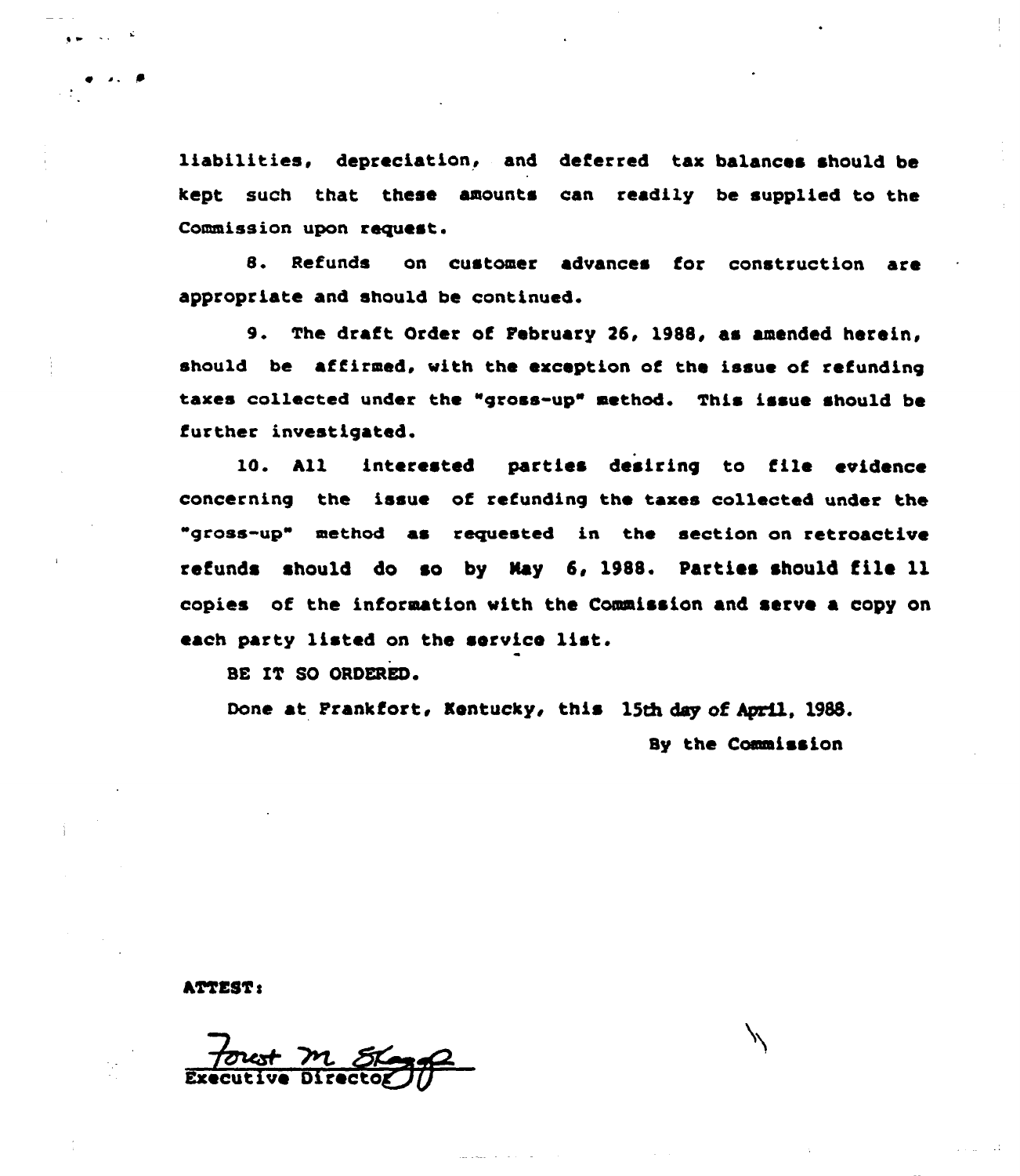liabilities, depreciation, and deferred tax balances should be kept such that these amounts can readily be supplied to the Commission upon request.

8. Refunds on customer advances for construction are appropriate and should be continued.

9. The draft Order of February 26, 1988, as amended herein, should be affirmed, with the exception of the issue of refunding taxes collected under the "gross-up" method. This issue should be further investigated.

10. All interested parties desiring to file evidence concerning the issue of refunding the taxes collected under the "gross-up" method as requested in the section on retroactive refunds should do so by May 6, 1988. Parties should file 11 copies of the information with the Commission and serve a copy on each party listed on the service list.

BE IT SO ORDERED.

Done at Frankfort, Kentucky, this 15th day of April, 1988.

By the Commission

ATTEST:

Forest M. Skaggs
Executive Director